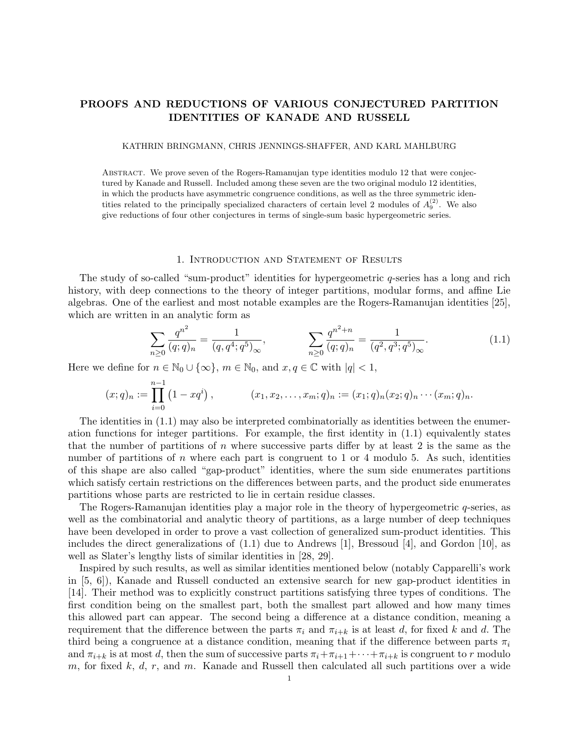# PROOFS AND REDUCTIONS OF VARIOUS CONJECTURED PARTITION IDENTITIES OF KANADE AND RUSSELL

KATHRIN BRINGMANN, CHRIS JENNINGS-SHAFFER, AND KARL MAHLBURG

Abstract. We prove seven of the Rogers-Ramanujan type identities modulo 12 that were conjectured by Kanade and Russell. Included among these seven are the two original modulo 12 identities, in which the products have asymmetric congruence conditions, as well as the three symmetric identities related to the principally specialized characters of certain level 2 modules of $A_9^{(2)}$. We also give reductions of four other conjectures in terms of single-sum basic hypergeometric series.

## 1. Introduction and Statement of Results

The study of so-called "sum-product" identities for hypergeometric $q$-series has a long and rich history, with deep connections to the theory of integer partitions, modular forms, and affine Lie algebras. One of the earliest and most notable examples are the Rogers-Ramanujan identities [25], which are written in an analytic form as

$$\sum_{n\geq 0}\frac{q^{n^2}}{(q;q)_n}=\frac{1}{(q,q^4;q^5)_\infty},\qquad\qquad \sum_{n\geq 0}\frac{q^{n^2+n}}{(q;q)_n}=\frac{1}{(q^2,q^3;q^5)_\infty}. \tag{1.1}$$

Here we define for $n\in\mathbb{N}_0\cup\{\infty\}$, $m\in\mathbb{N}_0$, and $x,q\in\mathbb{C}$ with $|q|<1$,

$$(x;q)_n:=\prod_{i=0}^{n-1}\left(1-xq^i\right),\qquad\qquad (x_1,x_2,\ldots,x_m;q)_n:=(x_1;q)_n(x_2;q)_n\cdots(x_m;q)_n.$$

The identities in (1.1) may also be interpreted combinatorially as identities between the enumeration functions for integer partitions. For example, the first identity in (1.1) equivalently states that the number of partitions of $n$ where successive parts differ by at least 2 is the same as the number of partitions of $n$ where each part is congruent to 1 or 4 modulo 5. As such, identities of this shape are also called "gap-product" identities, where the sum side enumerates partitions which satisfy certain restrictions on the differences between parts, and the product side enumerates partitions whose parts are restricted to lie in certain residue classes.

The Rogers-Ramanujan identities play a major role in the theory of hypergeometric $q$-series, as well as the combinatorial and analytic theory of partitions, as a large number of deep techniques have been developed in order to prove a vast collection of generalized sum-product identities. This includes the direct generalizations of (1.1) due to Andrews [1], Bressoud [4], and Gordon [10], as well as Slater's lengthy lists of similar identities in [28, 29].

Inspired by such results, as well as similar identities mentioned below (notably Capparelli's work in [5, 6]), Kanade and Russell conducted an extensive search for new gap-product identities in [14]. Their method was to explicitly construct partitions satisfying three types of conditions. The first condition being on the smallest part, both the smallest part allowed and how many times this allowed part can appear. The second being a difference at a distance condition, meaning a requirement that the difference between the parts $\pi_i$ and $\pi_{i+k}$ is at least $d$, for fixed $k$ and $d$. The third being a congruence at a distance condition, meaning that if the difference between parts $\pi_i$ and $\pi_{i+k}$ is at most $d$, then the sum of successive parts $\pi_i+\pi_{i+1}+\cdots+\pi_{i+k}$ is congruent to $r$ modulo $m$, for fixed $k$, $d$, $r$, and $m$. Kanade and Russell then calculated all such partitions over a wide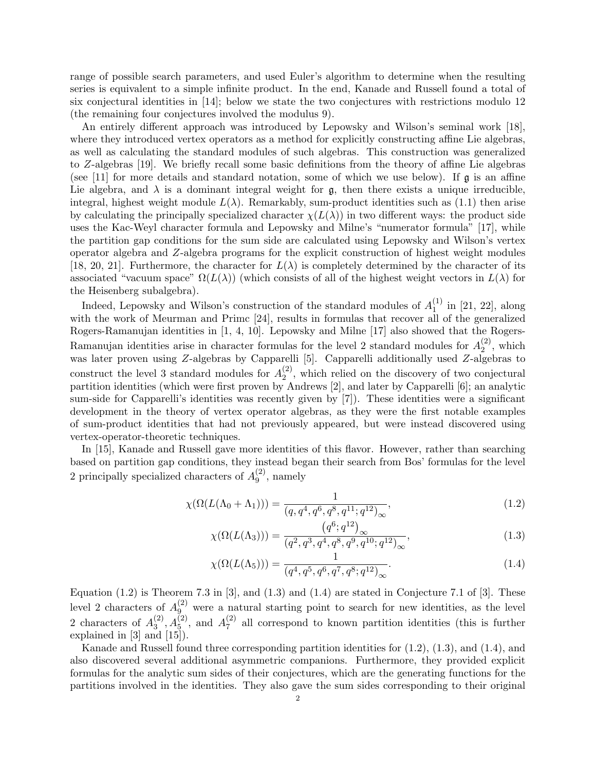range of possible search parameters, and used Euler's algorithm to determine when the resulting series is equivalent to a simple infinite product. In the end, Kanade and Russell found a total of six conjectural identities in [14]; below we state the two conjectures with restrictions modulo 12 (the remaining four conjectures involved the modulus 9).

An entirely different approach was introduced by Lepowsky and Wilson's seminal work [18], where they introduced vertex operators as a method for explicitly constructing affine Lie algebras, as well as calculating the standard modules of such algebras. This construction was generalized to $Z$-algebras [19]. We briefly recall some basic definitions from the theory of affine Lie algebras (see [11] for more details and standard notation, some of which we use below). If $\mathfrak{g}$ is an affine Lie algebra, and $\lambda$ is a dominant integral weight for $\mathfrak{g}$, then there exists a unique irreducible, integral, highest weight module $L(\lambda)$. Remarkably, sum-product identities such as (1.1) then arise by calculating the principally specialized character $\chi(L(\lambda))$ in two different ways: the product side uses the Kac-Weyl character formula and Lepowsky and Milne's "numerator formula" [17], while the partition gap conditions for the sum side are calculated using Lepowsky and Wilson's vertex operator algebra and $Z$-algebra programs for the explicit construction of highest weight modules [18, 20, 21]. Furthermore, the character for $L(\lambda)$ is completely determined by the character of its associated "vacuum space" $\Omega(L(\lambda))$ (which consists of all of the highest weight vectors in $L(\lambda)$ for the Heisenberg subalgebra).

Indeed, Lepowsky and Wilson's construction of the standard modules of $A_1^{(1)}$ in [21, 22], along with the work of Meurman and Primc [24], results in formulas that recover all of the generalized Rogers-Ramanujan identities in [1, 4, 10]. Lepowsky and Milne [17] also showed that the Rogers-Ramanujan identities arise in character formulas for the level 2 standard modules for $A_2^{(2)}$, which was later proven using $Z$-algebras by Capparelli [5]. Capparelli additionally used $Z$-algebras to construct the level 3 standard modules for $A_2^{(2)}$, which relied on the discovery of two conjectural partition identities (which were first proven by Andrews [2], and later by Capparelli [6]; an analytic sum-side for Capparelli's identities was recently given by [7]). These identities were a significant development in the theory of vertex operator algebras, as they were the first notable examples of sum-product identities that had not previously appeared, but were instead discovered using vertex-operator-theoretic techniques.

In [15], Kanade and Russell gave more identities of this flavor. However, rather than searching based on partition gap conditions, they instead began their search from Bos' formulas for the level 2 principally specialized characters of $A_9^{(2)}$, namely

$$\chi(\Omega(L(\Lambda_0 + \Lambda_1))) = \frac{1}{(q, q^4, q^6, q^8, q^{11}; q^{12})_\infty}, \tag{1.2}$$

$$\chi(\Omega(L(\Lambda_3))) = \frac{(q^6; q^{12})_\infty}{(q^2, q^3, q^4, q^8, q^9, q^{10}; q^{12})_\infty}, \tag{1.3}$$

$$\chi(\Omega(L(\Lambda_5))) = \frac{1}{(q^4, q^5, q^6, q^7, q^8; q^{12})_\infty}. \tag{1.4}$$

Equation (1.2) is Theorem 7.3 in [3], and (1.3) and (1.4) are stated in Conjecture 7.1 of [3]. These level 2 characters of $A_9^{(2)}$ were a natural starting point to search for new identities, as the level 2 characters of $A_3^{(2)}, A_5^{(2)}$, and $A_7^{(2)}$ all correspond to known partition identities (this is further explained in [3] and [15]).

Kanade and Russell found three corresponding partition identities for (1.2), (1.3), and (1.4), and also discovered several additional asymmetric companions. Furthermore, they provided explicit formulas for the analytic sum sides of their conjectures, which are the generating functions for the partitions involved in the identities. They also gave the sum sides corresponding to their original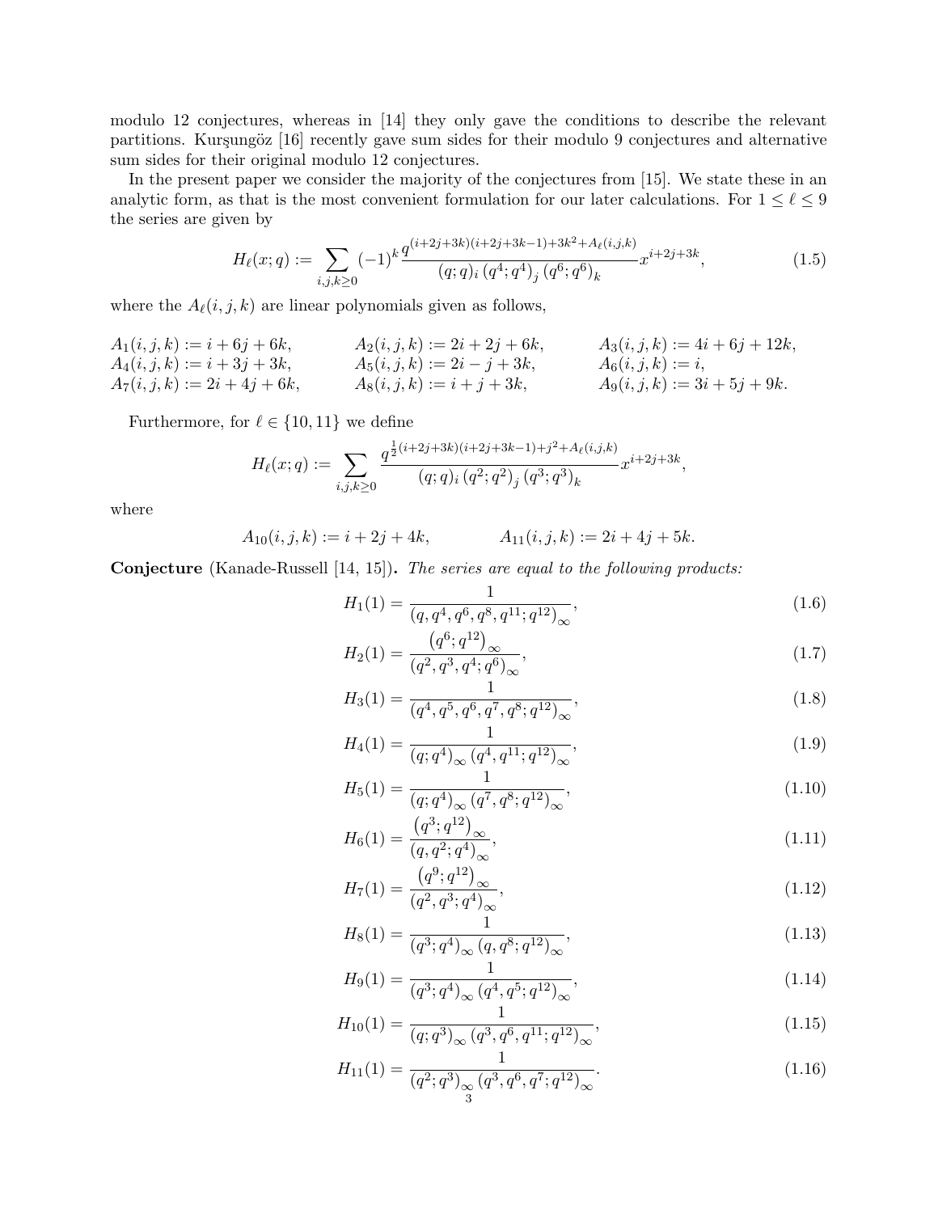modulo 12 conjectures, whereas in [14] they only gave the conditions to describe the relevant partitions. Kurşungöz [16] recently gave sum sides for their modulo 9 conjectures and alternative sum sides for their original modulo 12 conjectures.

In the present paper we consider the majority of the conjectures from [15]. We state these in an analytic form, as that is the most convenient formulation for our later calculations. For $1 \leq \ell \leq 9$ the series are given by

$$H_\ell(x;q) := \sum_{i,j,k\geq 0} (-1)^k \frac{q^{(i+2j+3k)(i+2j+3k-1)+3k^2+A_\ell(i,j,k)}}{(q;q)_i \left(q^4;q^4\right)_j \left(q^6;q^6\right)_k} x^{i+2j+3k}, \tag{1.5}$$

where the $A_\ell(i,j,k)$ are linear polynomials given as follows,

$$\begin{aligned}
&A_1(i,j,k) := i+6j+6k, && A_2(i,j,k) := 2i+2j+6k, && A_3(i,j,k) := 4i+6j+12k,\\
&A_4(i,j,k) := i+3j+3k, && A_5(i,j,k) := 2i-j+3k, && A_6(i,j,k) := i,\\
&A_7(i,j,k) := 2i+4j+6k, && A_8(i,j,k) := i+j+3k, && A_9(i,j,k) := 3i+5j+9k.
\end{aligned}$$

Furthermore, for $\ell \in \{10, 11\}$ we define

$$H_\ell(x;q) := \sum_{i,j,k\geq 0} \frac{q^{\frac{1}{2}(i+2j+3k)(i+2j+3k-1)+j^2+A_\ell(i,j,k)}}{(q;q)_i \left(q^2;q^2\right)_j \left(q^3;q^3\right)_k} x^{i+2j+3k},$$

where

$$A_{10}(i,j,k) := i+2j+4k, \qquad A_{11}(i,j,k) := 2i+4j+5k.$$

**Conjecture** (Kanade-Russell [14, 15])**.** *The series are equal to the following products:*

$$H_1(1) = \frac{1}{(q,q^4,q^6,q^8,q^{11};q^{12})_\infty}, \tag{1.6}$$

$$H_2(1) = \frac{\left(q^6;q^{12}\right)_\infty}{(q^2,q^3,q^4;q^6)_\infty}, \tag{1.7}$$

$$H_3(1) = \frac{1}{(q^4,q^5,q^6,q^7,q^8;q^{12})_\infty}, \tag{1.8}$$

$$H_4(1) = \frac{1}{(q;q^4)_\infty (q^4,q^{11};q^{12})_\infty}, \tag{1.9}$$

$$H_5(1) = \frac{1}{(q;q^4)_\infty (q^7,q^8;q^{12})_\infty}, \tag{1.10}$$

$$H_6(1) = \frac{\left(q^3;q^{12}\right)_\infty}{(q,q^2;q^4)_\infty}, \tag{1.11}$$

$$H_7(1) = \frac{\left(q^9;q^{12}\right)_\infty}{(q^2,q^3;q^4)_\infty}, \tag{1.12}$$

$$H_8(1) = \frac{1}{(q^3;q^4)_\infty (q,q^8;q^{12})_\infty}, \tag{1.13}$$

$$H_9(1) = \frac{1}{(q^3;q^4)_\infty (q^4,q^5;q^{12})_\infty}, \tag{1.14}$$

$$H_{10}(1) = \frac{1}{(q;q^3)_\infty (q^3,q^6,q^{11};q^{12})_\infty}, \tag{1.15}$$

$$H_{11}(1) = \frac{1}{(q^2;q^3)_\infty (q^3,q^6,q^7;q^{12})_\infty}. \tag{1.16}$$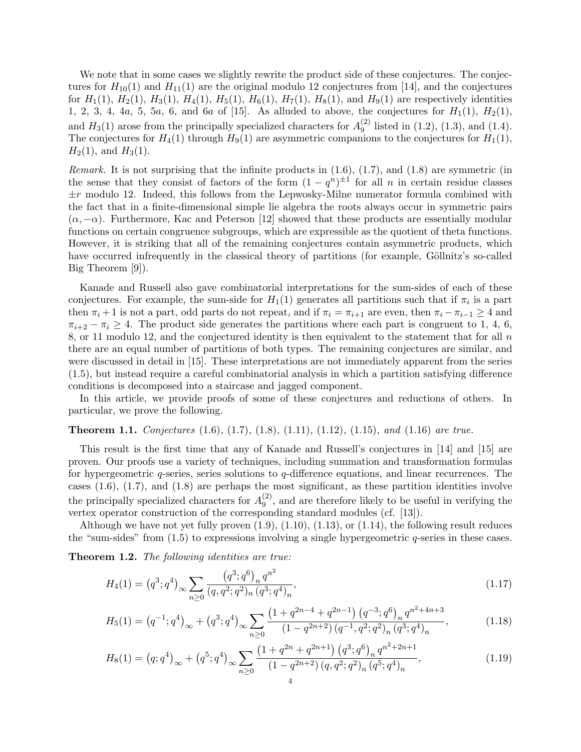We note that in some cases we slightly rewrite the product side of these conjectures. The conjectures for $H_{10}(1)$ and $H_{11}(1)$ are the original modulo 12 conjectures from [14], and the conjectures for $H_1(1)$, $H_2(1)$, $H_3(1)$, $H_4(1)$, $H_5(1)$, $H_6(1)$, $H_7(1)$, $H_8(1)$, and $H_9(1)$ are respectively identities 1, 2, 3, 4, 4$a$, 5, 5$a$, 6, and 6$a$ of [15]. As alluded to above, the conjectures for $H_1(1)$, $H_2(1)$, and $H_3(1)$ arose from the principally specialized characters for $A_9^{(2)}$ listed in (1.2), (1.3), and (1.4). The conjectures for $H_4(1)$ through $H_9(1)$ are asymmetric companions to the conjectures for $H_1(1)$, $H_2(1)$, and $H_3(1)$.

*Remark.* It is not surprising that the infinite products in (1.6), (1.7), and (1.8) are symmetric (in the sense that they consist of factors of the form $(1-q^n)^{\pm 1}$ for all $n$ in certain residue classes $\pm r$ modulo 12. Indeed, this follows from the Lepwosky-Milne numerator formula combined with the fact that in a finite-dimensional simple lie algebra the roots always occur in symmetric pairs $(\alpha, -\alpha)$. Furthermore, Kac and Peterson [12] showed that these products are essentially modular functions on certain congruence subgroups, which are expressible as the quotient of theta functions. However, it is striking that all of the remaining conjectures contain asymmetric products, which have occurred infrequently in the classical theory of partitions (for example, Göllnitz's so-called Big Theorem [9]).

Kanade and Russell also gave combinatorial interpretations for the sum-sides of each of these conjectures. For example, the sum-side for $H_1(1)$ generates all partitions such that if $\pi_i$ is a part then $\pi_i + 1$ is not a part, odd parts do not repeat, and if $\pi_i = \pi_{i+1}$ are even, then $\pi_i - \pi_{i-1} \geq 4$ and $\pi_{i+2} - \pi_i \geq 4$. The product side generates the partitions where each part is congruent to 1, 4, 6, 8, or 11 modulo 12, and the conjectured identity is then equivalent to the statement that for all $n$ there are an equal number of partitions of both types. The remaining conjectures are similar, and were discussed in detail in [15]. These interpretations are not immediately apparent from the series (1.5), but instead require a careful combinatorial analysis in which a partition satisfying difference conditions is decomposed into a staircase and jagged component.

In this article, we provide proofs of some of these conjectures and reductions of others. In particular, we prove the following.

**Theorem 1.1.** *Conjectures (1.6), (1.7), (1.8), (1.11), (1.12), (1.15), and (1.16) are true.*

This result is the first time that any of Kanade and Russell's conjectures in [14] and [15] are proven. Our proofs use a variety of techniques, including summation and transformation formulas for hypergeometric $q$-series, series solutions to $q$-difference equations, and linear recurrences. The cases (1.6), (1.7), and (1.8) are perhaps the most significant, as these partition identities involve the principally specialized characters for $A_9^{(2)}$, and are therefore likely to be useful in verifying the vertex operator construction of the corresponding standard modules (cf. [13]).

Although we have not yet fully proven (1.9), (1.10), (1.13), or (1.14), the following result reduces the "sum-sides" from (1.5) to expressions involving a single hypergeometric $q$-series in these cases.

**Theorem 1.2.** *The following identities are true:*

$$H_4(1) = \left(q^3;q^4\right)_\infty \sum_{n\geq 0} \frac{\left(q^3;q^6\right)_n q^{n^2}}{(q,q^2;q^2)_n \left(q^3;q^4\right)_n}, \tag{1.17}$$

$$H_5(1) = \left(q^{-1};q^4\right)_\infty + \left(q^3;q^4\right)_\infty \sum_{n\geq 0} \frac{\left(1+q^{2n-4}+q^{2n-1}\right)\left(q^{-3};q^6\right)_n q^{n^2+4n+3}}{\left(1-q^{2n+2}\right)\left(q^{-1},q^2;q^2\right)_n \left(q^3;q^4\right)_n}, \tag{1.18}$$

$$H_8(1) = \left(q;q^4\right)_\infty + \left(q^5;q^4\right)_\infty \sum_{n\geq 0} \frac{\left(1+q^{2n}+q^{2n+1}\right)\left(q^3;q^6\right)_n q^{n^2+2n+1}}{\left(1-q^{2n+2}\right)\left(q,q^2;q^2\right)_n \left(q^5;q^4\right)_n}, \tag{1.19}$$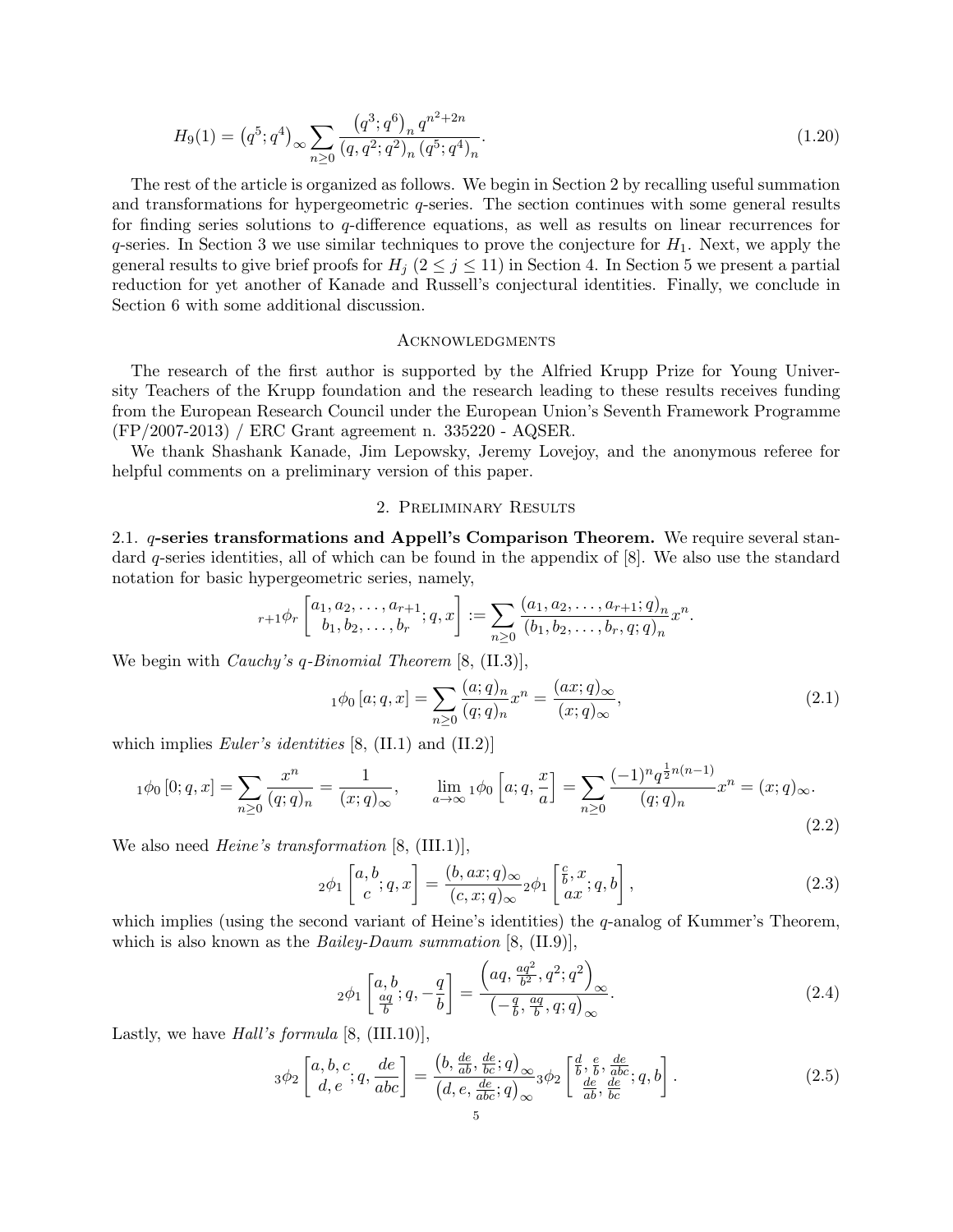$$H_9(1) = \left(q^5;q^4\right)_\infty \sum_{n\geq 0} \frac{\left(q^3;q^6\right)_n q^{n^2+2n}}{\left(q,q^2;q^2\right)_n \left(q^5;q^4\right)_n}. \tag{1.20}$$

The rest of the article is organized as follows. We begin in Section 2 by recalling useful summation and transformations for hypergeometric $q$-series. The section continues with some general results for finding series solutions to $q$-difference equations, as well as results on linear recurrences for $q$-series. In Section 3 we use similar techniques to prove the conjecture for $H_1$. Next, we apply the general results to give brief proofs for $H_j$ ($2 \leq j \leq 11$) in Section 4. In Section 5 we present a partial reduction for yet another of Kanade and Russell's conjectural identities. Finally, we conclude in Section 6 with some additional discussion.

## Acknowledgments

The research of the first author is supported by the Alfried Krupp Prize for Young University Teachers of the Krupp foundation and the research leading to these results receives funding from the European Research Council under the European Union's Seventh Framework Programme (FP/2007-2013) / ERC Grant agreement n. 335220 - AQSER.

We thank Shashank Kanade, Jim Lepowsky, Jeremy Lovejoy, and the anonymous referee for helpful comments on a preliminary version of this paper.

## 2. Preliminary Results

**2.1. $q$-series transformations and Appell's Comparison Theorem.** We require several standard $q$-series identities, all of which can be found in the appendix of [8]. We also use the standard notation for basic hypergeometric series, namely,

$${}_{r+1}\phi_r \left[\begin{matrix} a_1, a_2, \ldots, a_{r+1} \\ b_1, b_2, \ldots, b_r \end{matrix}; q, x\right] := \sum_{n\geq 0} \frac{\left(a_1, a_2, \ldots, a_{r+1}; q\right)_n}{\left(b_1, b_2, \ldots, b_r, q; q\right)_n} x^n.$$

We begin with *Cauchy's $q$-Binomial Theorem* [8, (II.3)],

$${}_1\phi_0 \left[a; q, x\right] = \sum_{n\geq 0} \frac{(a;q)_n}{(q;q)_n} x^n = \frac{(ax;q)_\infty}{(x;q)_\infty}, \tag{2.1}$$

which implies *Euler's identities* [8, (II.1) and (II.2)]

$${}_1\phi_0 \left[0; q, x\right] = \sum_{n\geq 0} \frac{x^n}{(q;q)_n} = \frac{1}{(x;q)_\infty}, \qquad \lim_{a\to\infty} {}_1\phi_0 \left[a; q, \frac{x}{a}\right] = \sum_{n\geq 0} \frac{(-1)^n q^{\frac{1}{2}n(n-1)}}{(q;q)_n} x^n = (x;q)_\infty. \tag{2.2}$$

We also need *Heine's transformation* [8, (III.1)],

$${}_2\phi_1 \left[\begin{matrix} a, b \\ c \end{matrix}; q, x\right] = \frac{(b, ax;q)_\infty}{(c, x;q)_\infty} {}_2\phi_1 \left[\begin{matrix} \frac{c}{b}, x \\ ax \end{matrix}; q, b\right], \tag{2.3}$$

which implies (using the second variant of Heine's identities) the $q$-analog of Kummer's Theorem, which is also known as the *Bailey-Daum summation* [8, (II.9)],

$${}_2\phi_1 \left[\begin{matrix} a, b \\ \frac{aq}{b} \end{matrix}; q, -\frac{q}{b}\right] = \frac{\left(aq, \frac{aq^2}{b^2}, q^2; q^2\right)_\infty}{\left(-\frac{q}{b}, \frac{aq}{b}, q; q\right)_\infty}. \tag{2.4}$$

Lastly, we have *Hall's formula* [8, (III.10)],

$${}_3\phi_2 \left[\begin{matrix} a, b, c \\ d, e \end{matrix}; q, \frac{de}{abc}\right] = \frac{\left(b, \frac{de}{ab}, \frac{de}{bc}; q\right)_\infty}{\left(d, e, \frac{de}{abc}; q\right)_\infty} {}_3\phi_2 \left[\begin{matrix} \frac{d}{b}, \frac{e}{b}, \frac{de}{abc} \\ \frac{de}{ab}, \frac{de}{bc} \end{matrix}; q, b\right]. \tag{2.5}$$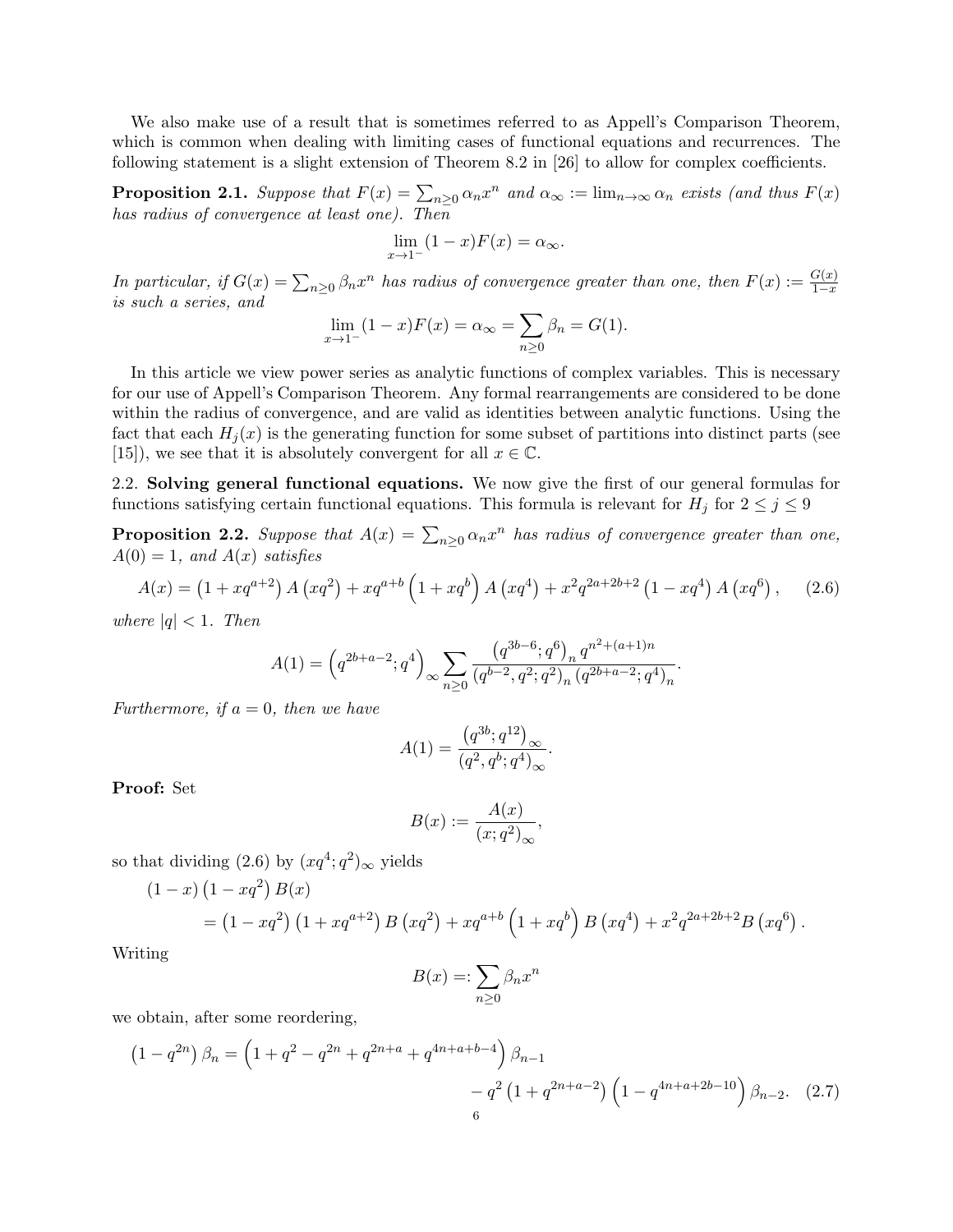We also make use of a result that is sometimes referred to as Appell's Comparison Theorem, which is common when dealing with limiting cases of functional equations and recurrences. The following statement is a slight extension of Theorem 8.2 in [26] to allow for complex coefficients.

**Proposition 2.1.** *Suppose that $F(x) = \sum_{n\geq 0} \alpha_n x^n$ and $\alpha_\infty := \lim_{n\to\infty} \alpha_n$ exists (and thus $F(x)$ has radius of convergence at least one). Then*

$$\lim_{x\to 1^-} (1-x)F(x) = \alpha_\infty.$$

*In particular, if $G(x) = \sum_{n\geq 0} \beta_n x^n$ has radius of convergence greater than one, then $F(x) := \frac{G(x)}{1-x}$ is such a series, and*

$$\lim_{x\to 1^-} (1-x)F(x) = \alpha_\infty = \sum_{n\geq 0} \beta_n = G(1).$$

In this article we view power series as analytic functions of complex variables. This is necessary for our use of Appell's Comparison Theorem. Any formal rearrangements are considered to be done within the radius of convergence, and are valid as identities between analytic functions. Using the fact that each $H_j(x)$ is the generating function for some subset of partitions into distinct parts (see [15]), we see that it is absolutely convergent for all $x \in \mathbb{C}$.

## 2.2. Solving general functional equations.

We now give the first of our general formulas for functions satisfying certain functional equations. This formula is relevant for $H_j$ for $2 \leq j \leq 9$

**Proposition 2.2.** *Suppose that $A(x) = \sum_{n\geq 0} \alpha_n x^n$ has radius of convergence greater than one, $A(0) = 1$, and $A(x)$ satisfies*

$$A(x) = \left(1 + xq^{a+2}\right) A\left(xq^2\right) + xq^{a+b}\left(1 + xq^b\right) A\left(xq^4\right) + x^2 q^{2a+2b+2}\left(1 - xq^4\right) A\left(xq^6\right), \tag{2.6}$$

*where $|q| < 1$. Then*

$$A(1) = \left(q^{2b+a-2}; q^4\right)_\infty \sum_{n\geq 0} \frac{\left(q^{3b-6}; q^6\right)_n q^{n^2+(a+1)n}}{\left(q^{b-2}, q^2; q^2\right)_n \left(q^{2b+a-2}; q^4\right)_n}.$$

*Furthermore, if $a = 0$, then we have*

$$A(1) = \frac{\left(q^{3b}; q^{12}\right)_\infty}{\left(q^2, q^b; q^4\right)_\infty}.$$

**Proof:** Set

$$B(x) := \frac{A(x)}{\left(x; q^2\right)_\infty},$$

so that dividing (2.6) by $\left(xq^4; q^2\right)_\infty$ yields

$$\begin{aligned}
&\left(1-x\right)\left(1-xq^2\right) B(x) \\
&\quad = \left(1 - xq^2\right)\left(1 + xq^{a+2}\right) B\left(xq^2\right) + xq^{a+b}\left(1 + xq^b\right) B\left(xq^4\right) + x^2 q^{2a+2b+2} B\left(xq^6\right).
\end{aligned}$$

Writing

$$B(x) =: \sum_{n\geq 0} \beta_n x^n$$

we obtain, after some reordering,

$$\begin{aligned}
\left(1 - q^{2n}\right)\beta_n = &\left(1 + q^2 - q^{2n} + q^{2n+a} + q^{4n+a+b-4}\right)\beta_{n-1} \\
&- q^2\left(1 + q^{2n+a-2}\right)\left(1 - q^{4n+a+2b-10}\right)\beta_{n-2}.
\end{aligned} \tag{2.7}$$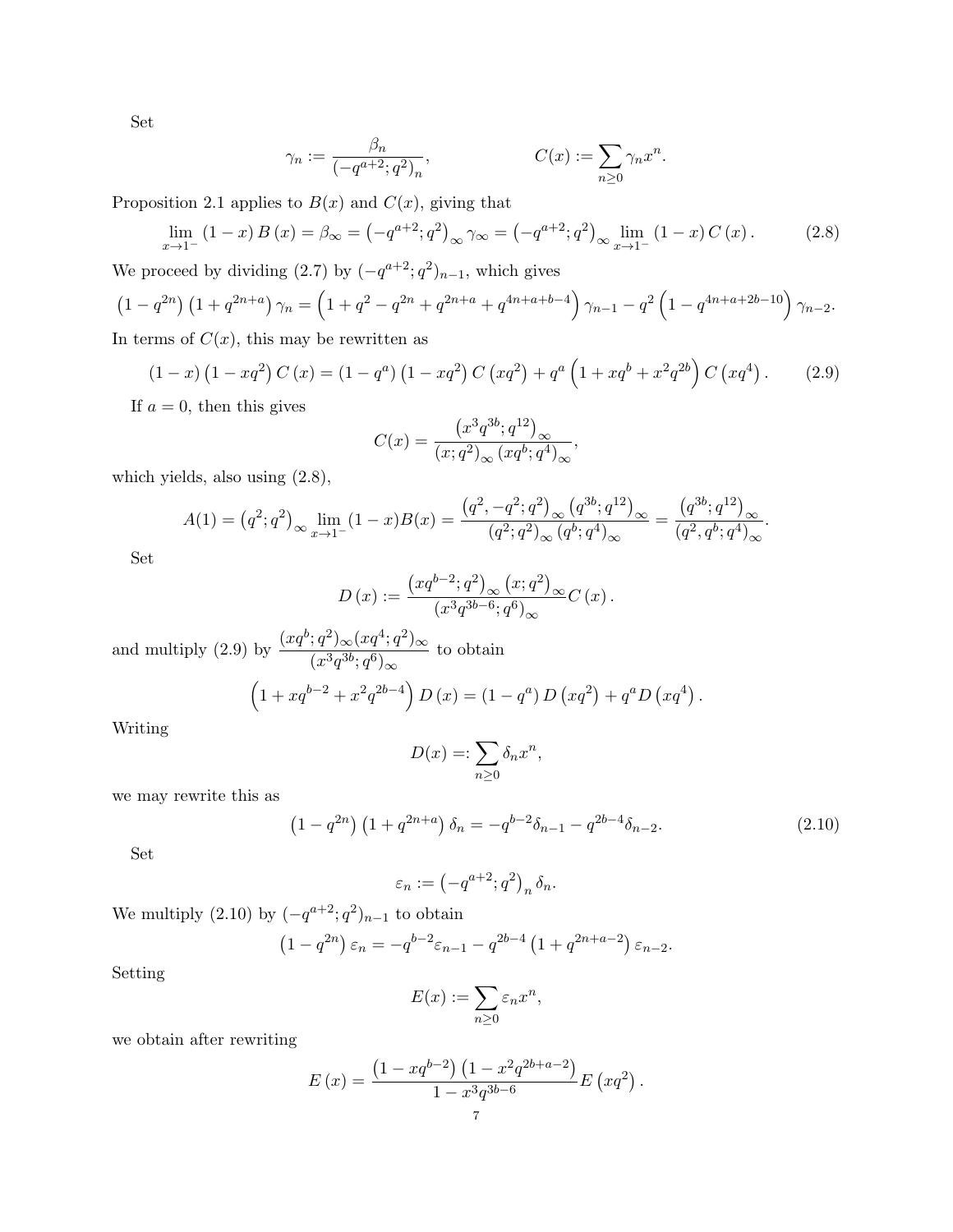Set

$$\gamma_n := \frac{\beta_n}{(-q^{a+2};q^2)_n}, \qquad\qquad C(x) := \sum_{n\geq 0} \gamma_n x^n.$$

Proposition 2.1 applies to $B(x)$ and $C(x)$, giving that

$$\lim_{x\to 1^-} (1-x)\, B(x) = \beta_\infty = \left(-q^{a+2};q^2\right)_\infty \gamma_\infty = \left(-q^{a+2};q^2\right)_\infty \lim_{x\to 1^-} (1-x)\, C(x). \tag{2.8}$$

We proceed by dividing (2.7) by $(-q^{a+2};q^2)_{n-1}$, which gives

$$\left(1-q^{2n}\right)\left(1+q^{2n+a}\right)\gamma_n = \left(1+q^2-q^{2n}+q^{2n+a}+q^{4n+a+b-4}\right)\gamma_{n-1} - q^2\left(1-q^{4n+a+2b-10}\right)\gamma_{n-2}.$$

In terms of $C(x)$, this may be rewritten as

$$(1-x)\left(1-xq^2\right)C(x) = (1-q^a)\left(1-xq^2\right)C\left(xq^2\right) + q^a\left(1+xq^b+x^2q^{2b}\right)C\left(xq^4\right). \tag{2.9}$$

If $a=0$, then this gives

$$C(x) = \frac{\left(x^3q^{3b};q^{12}\right)_\infty}{\left(x;q^2\right)_\infty\left(xq^b;q^4\right)_\infty},$$

which yields, also using (2.8),

$$A(1) = \left(q^2;q^2\right)_\infty \lim_{x\to 1^-}(1-x)B(x) = \frac{\left(q^2,-q^2;q^2\right)_\infty\left(q^{3b};q^{12}\right)_\infty}{\left(q^2;q^2\right)_\infty\left(q^b;q^4\right)_\infty} = \frac{\left(q^{3b};q^{12}\right)_\infty}{\left(q^2,q^b;q^4\right)_\infty}.$$

Set

$$D(x) := \frac{\left(xq^{b-2};q^2\right)_\infty\left(x;q^2\right)_\infty}{\left(x^3q^{3b-6};q^6\right)_\infty}C(x).$$

and multiply (2.9) by $\dfrac{(xq^b;q^2)_\infty(xq^4;q^2)_\infty}{(x^3q^{3b};q^6)_\infty}$ to obtain

$$\left(1+xq^{b-2}+x^2q^{2b-4}\right)D(x) = (1-q^a)\,D\left(xq^2\right) + q^a D\left(xq^4\right).$$

Writing

$$D(x) =: \sum_{n\geq 0}\delta_n x^n,$$

we may rewrite this as

$$\left(1-q^{2n}\right)\left(1+q^{2n+a}\right)\delta_n = -q^{b-2}\delta_{n-1} - q^{2b-4}\delta_{n-2}. \tag{2.10}$$

Set

$$\varepsilon_n := \left(-q^{a+2};q^2\right)_n \delta_n.$$

We multiply (2.10) by $(-q^{a+2};q^2)_{n-1}$ to obtain

$$\left(1-q^{2n}\right)\varepsilon_n = -q^{b-2}\varepsilon_{n-1} - q^{2b-4}\left(1+q^{2n+a-2}\right)\varepsilon_{n-2}.$$

Setting

$$E(x) := \sum_{n\geq 0}\varepsilon_n x^n,$$

we obtain after rewriting

$$E(x) = \frac{\left(1-xq^{b-2}\right)\left(1-x^2q^{2b+a-2}\right)}{1-x^3q^{3b-6}}E\left(xq^2\right).$$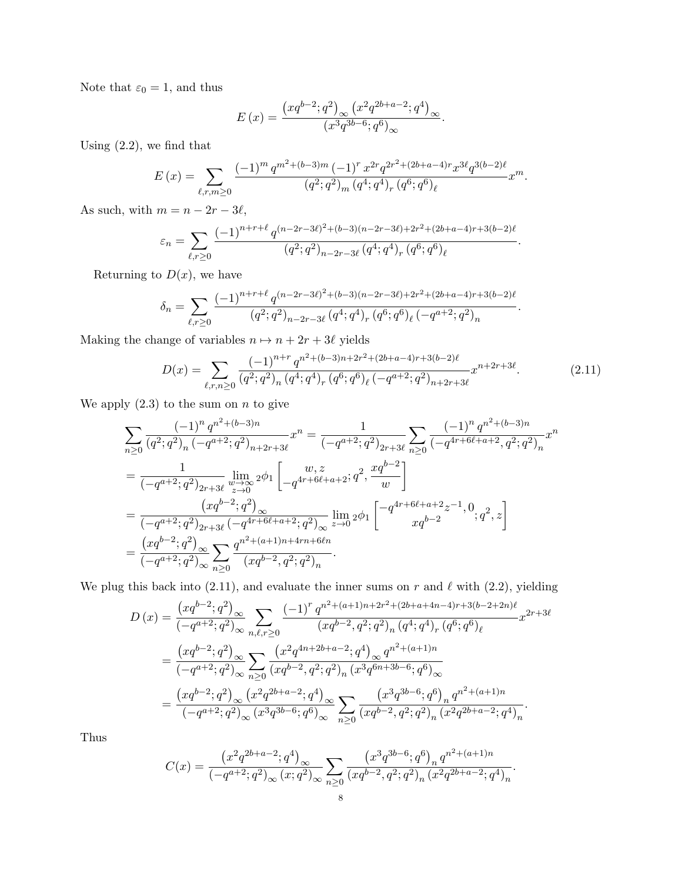Note that $\varepsilon_0 = 1$, and thus

$$E(x) = \frac{\left(xq^{b-2};q^2\right)_\infty \left(x^2q^{2b+a-2};q^4\right)_\infty}{\left(x^3q^{3b-6};q^6\right)_\infty}.$$

Using (2.2), we find that

$$E(x) = \sum_{\ell,r,m\geq 0} \frac{(-1)^m q^{m^2+(b-3)m} (-1)^r x^{2r} q^{2r^2+(2b+a-4)r} x^{3\ell} q^{3(b-2)\ell}}{(q^2;q^2)_m (q^4;q^4)_r (q^6;q^6)_\ell} x^m.$$

As such, with $m = n - 2r - 3\ell$,

$$\varepsilon_n = \sum_{\ell,r\geq 0} \frac{(-1)^{n+r+\ell} q^{(n-2r-3\ell)^2+(b-3)(n-2r-3\ell)+2r^2+(2b+a-4)r+3(b-2)\ell}}{(q^2;q^2)_{n-2r-3\ell} (q^4;q^4)_r (q^6;q^6)_\ell}.$$

Returning to $D(x)$, we have

$$\delta_n = \sum_{\ell,r\geq 0} \frac{(-1)^{n+r+\ell} q^{(n-2r-3\ell)^2+(b-3)(n-2r-3\ell)+2r^2+(2b+a-4)r+3(b-2)\ell}}{(q^2;q^2)_{n-2r-3\ell} (q^4;q^4)_r (q^6;q^6)_\ell (-q^{a+2};q^2)_n}.$$

Making the change of variables $n \mapsto n + 2r + 3\ell$ yields

$$D(x) = \sum_{\ell,r,n\geq 0} \frac{(-1)^{n+r} q^{n^2+(b-3)n+2r^2+(2b+a-4)r+3(b-2)\ell}}{(q^2;q^2)_n (q^4;q^4)_r (q^6;q^6)_\ell (-q^{a+2};q^2)_{n+2r+3\ell}} x^{n+2r+3\ell}. \tag{2.11}$$

We apply (2.3) to the sum on $n$ to give

$$\begin{aligned}
&\sum_{n\geq 0} \frac{(-1)^n q^{n^2+(b-3)n}}{(q^2;q^2)_n (-q^{a+2};q^2)_{n+2r+3\ell}} x^n = \frac{1}{(-q^{a+2};q^2)_{2r+3\ell}} \sum_{n\geq 0} \frac{(-1)^n q^{n^2+(b-3)n}}{(-q^{4r+6\ell+a+2},q^2;q^2)_n} x^n \\
&= \frac{1}{(-q^{a+2};q^2)_{2r+3\ell}} \lim_{\substack{w\to\infty \\ z\to 0}} {}_2\phi_1 \left[ \begin{matrix} w, z \\ -q^{4r+6\ell+a+2} \end{matrix}; q^2, \frac{xq^{b-2}}{w} \right] \\
&= \frac{\left(xq^{b-2};q^2\right)_\infty}{(-q^{a+2};q^2)_{2r+3\ell} (-q^{4r+6\ell+a+2};q^2)_\infty} \lim_{z\to 0} {}_2\phi_1 \left[ \begin{matrix} -q^{4r+6\ell+a+2}z^{-1}, 0 \\ xq^{b-2} \end{matrix}; q^2, z \right] \\
&= \frac{\left(xq^{b-2};q^2\right)_\infty}{(-q^{a+2};q^2)_\infty} \sum_{n\geq 0} \frac{q^{n^2+(a+1)n+4rn+6\ell n}}{(xq^{b-2},q^2;q^2)_n}.
\end{aligned}$$

We plug this back into (2.11), and evaluate the inner sums on $r$ and $\ell$ with (2.2), yielding

$$\begin{aligned}
D(x) &= \frac{\left(xq^{b-2};q^2\right)_\infty}{(-q^{a+2};q^2)_\infty} \sum_{n,\ell,r\geq 0} \frac{(-1)^r q^{n^2+(a+1)n+2r^2+(2b+a+4n-4)r+3(b-2+2n)\ell}}{(xq^{b-2},q^2;q^2)_n (q^4;q^4)_r (q^6;q^6)_\ell} x^{2r+3\ell} \\
&= \frac{\left(xq^{b-2};q^2\right)_\infty}{(-q^{a+2};q^2)_\infty} \sum_{n\geq 0} \frac{\left(x^2q^{4n+2b+a-2};q^4\right)_\infty q^{n^2+(a+1)n}}{(xq^{b-2},q^2;q^2)_n \left(x^3q^{6n+3b-6};q^6\right)_\infty} \\
&= \frac{\left(xq^{b-2};q^2\right)_\infty \left(x^2q^{2b+a-2};q^4\right)_\infty}{(-q^{a+2};q^2)_\infty \left(x^3q^{3b-6};q^6\right)_\infty} \sum_{n\geq 0} \frac{\left(x^3q^{3b-6};q^6\right)_n q^{n^2+(a+1)n}}{(xq^{b-2},q^2;q^2)_n \left(x^2q^{2b+a-2};q^4\right)_n}.
\end{aligned}$$

Thus

$$C(x) = \frac{\left(x^2q^{2b+a-2};q^4\right)_\infty}{(-q^{a+2};q^2)_\infty (x;q^2)_\infty} \sum_{n\geq 0} \frac{\left(x^3q^{3b-6};q^6\right)_n q^{n^2+(a+1)n}}{(xq^{b-2},q^2;q^2)_n \left(x^2q^{2b+a-2};q^4\right)_n}.$$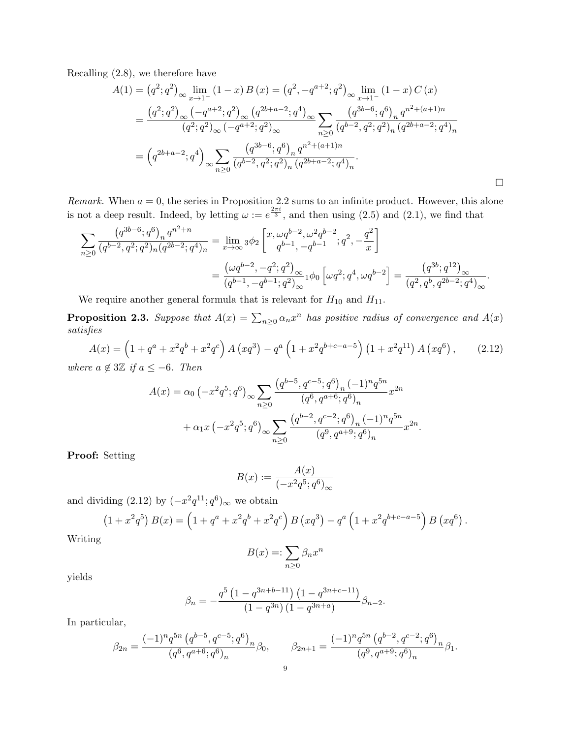Recalling (2.8), we therefore have

$$
\begin{aligned}
A(1) &= \left(q^2;q^2\right)_\infty \lim_{x\to 1^-}(1-x)\,B(x) = \left(q^2,-q^{a+2};q^2\right)_\infty \lim_{x\to 1^-}(1-x)\,C(x) \\
&= \frac{\left(q^2;q^2\right)_\infty \left(-q^{a+2};q^2\right)_\infty \left(q^{2b+a-2};q^4\right)_\infty}{\left(q^2;q^2\right)_\infty \left(-q^{a+2};q^2\right)_\infty} \sum_{n\geq 0} \frac{\left(q^{3b-6};q^6\right)_n q^{n^2+(a+1)n}}{\left(q^{b-2},q^2;q^2\right)_n \left(q^{2b+a-2};q^4\right)_n} \\
&= \left(q^{2b+a-2};q^4\right)_\infty \sum_{n\geq 0} \frac{\left(q^{3b-6};q^6\right)_n q^{n^2+(a+1)n}}{\left(q^{b-2},q^2;q^2\right)_n \left(q^{2b+a-2};q^4\right)_n}.
\end{aligned}
$$

$\square$

*Remark.* When $a=0$, the series in Proposition 2.2 sums to an infinite product. However, this alone is not a deep result. Indeed, by letting $\omega := e^{\frac{2\pi i}{3}}$, and then using (2.5) and (2.1), we find that

$$
\begin{aligned}
\sum_{n\geq 0} \frac{\left(q^{3b-6};q^6\right)_n q^{n^2+n}}{(q^{b-2},q^2;q^2)_n (q^{2b-2};q^4)_n} &= \lim_{x\to\infty} {}_3\phi_2\left[\begin{matrix} x, \omega q^{b-2}, \omega^2 q^{b-2} \\ q^{b-1}, -q^{b-1} \end{matrix}; q^2, -\frac{q^2}{x}\right] \\
&= \frac{\left(\omega q^{b-2}, -q^2;q^2\right)_\infty}{\left(q^{b-1},-q^{b-1};q^2\right)_\infty} {}_1\phi_0\left[\omega q^2;q^4,\omega q^{b-2}\right] = \frac{\left(q^{3b};q^{12}\right)_\infty}{\left(q^2,q^b,q^{2b-2};q^4\right)_\infty}.
\end{aligned}
$$

We require another general formula that is relevant for $H_{10}$ and $H_{11}$.

**Proposition 2.3.** *Suppose that $A(x)=\sum_{n\geq 0}\alpha_n x^n$ has positive radius of convergence and $A(x)$ satisfies*

$$
A(x) = \left(1+q^a+x^2q^b+x^2q^c\right) A\left(xq^3\right) - q^a\left(1+x^2q^{b+c-a-5}\right)\left(1+x^2q^{11}\right) A\left(xq^6\right), \tag{2.12}
$$

*where $a\notin 3\mathbb{Z}$ if $a\leq -6$. Then*

$$
\begin{aligned}
A(x) = \alpha_0 \left(-x^2q^5;q^6\right)_\infty &\sum_{n\geq 0} \frac{\left(q^{b-5},q^{c-5};q^6\right)_n (-1)^n q^{5n}}{\left(q^6,q^{a+6};q^6\right)_n} x^{2n} \\
&+ \alpha_1 x \left(-x^2q^5;q^6\right)_\infty \sum_{n\geq 0} \frac{\left(q^{b-2},q^{c-2};q^6\right)_n (-1)^n q^{5n}}{\left(q^9,q^{a+9};q^6\right)_n} x^{2n}.
\end{aligned}
$$

**Proof:** Setting

$$
B(x) := \frac{A(x)}{\left(-x^2q^5;q^6\right)_\infty}
$$

and dividing (2.12) by $(-x^2q^{11};q^6)_\infty$ we obtain

$$
\left(1+x^2q^5\right)B(x) = \left(1+q^a+x^2q^b+x^2q^c\right)B\left(xq^3\right) - q^a\left(1+x^2q^{b+c-a-5}\right)B\left(xq^6\right).
$$

Writing

$$
B(x) =: \sum_{n\geq 0}\beta_n x^n
$$

yields

$$
\beta_n = -\frac{q^5\left(1-q^{3n+b-11}\right)\left(1-q^{3n+c-11}\right)}{\left(1-q^{3n}\right)\left(1-q^{3n+a}\right)}\beta_{n-2}.
$$

In particular,

$$
\beta_{2n} = \frac{(-1)^n q^{5n}\left(q^{b-5},q^{c-5};q^6\right)_n}{\left(q^6,q^{a+6};q^6\right)_n}\beta_0, \qquad \beta_{2n+1} = \frac{(-1)^n q^{5n}\left(q^{b-2},q^{c-2};q^6\right)_n}{\left(q^9,q^{a+9};q^6\right)_n}\beta_1.
$$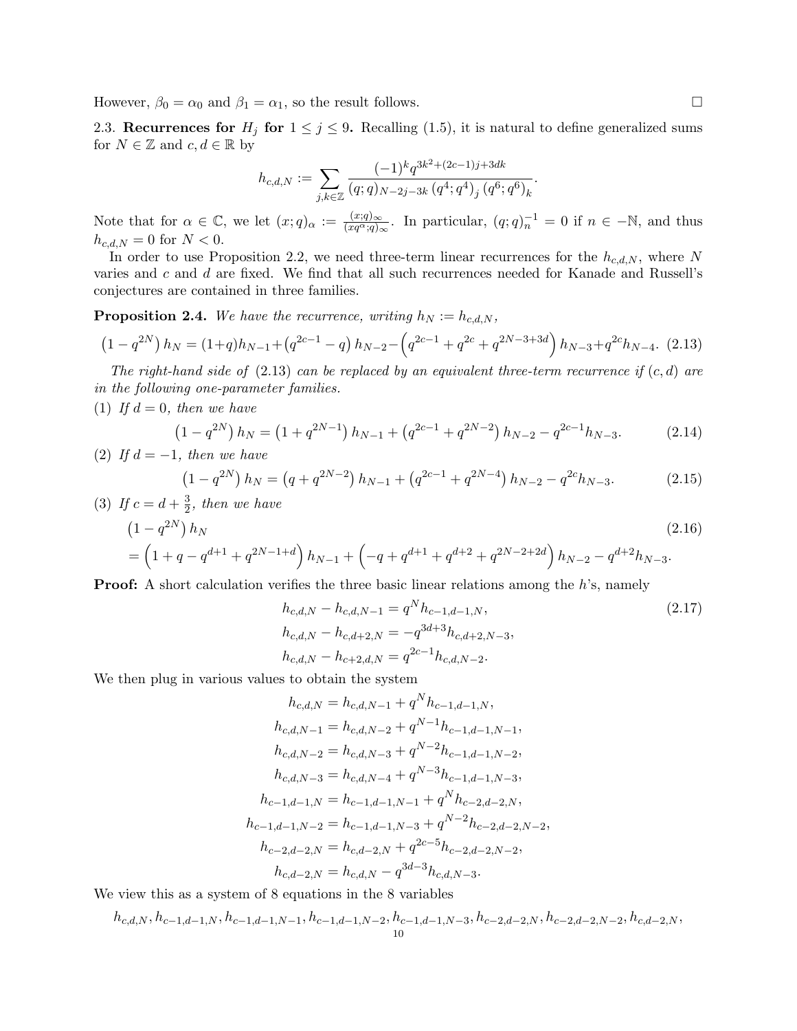However, $\beta_0 = \alpha_0$ and $\beta_1 = \alpha_1$, so the result follows. $\square$

**2.3. Recurrences for $H_j$ for $1 \le j \le 9$.** Recalling (1.5), it is natural to define generalized sums for $N \in \mathbb{Z}$ and $c, d \in \mathbb{R}$ by

$$h_{c,d,N} := \sum_{j,k \in \mathbb{Z}} \frac{(-1)^k q^{3k^2+(2c-1)j+3dk}}{(q;q)_{N-2j-3k}\,(q^4;q^4)_j\,(q^6;q^6)_k}.$$

Note that for $\alpha \in \mathbb{C}$, we let $(x;q)_\alpha := \frac{(x;q)_\infty}{(xq^\alpha;q)_\infty}$. In particular, $(q;q)_n^{-1} = 0$ if $n \in -\mathbb{N}$, and thus $h_{c,d,N} = 0$ for $N < 0$.

In order to use Proposition 2.2, we need three-term linear recurrences for the $h_{c,d,N}$, where $N$ varies and $c$ and $d$ are fixed. We find that all such recurrences needed for Kanade and Russell's conjectures are contained in three families.

**Proposition 2.4.** *We have the recurrence, writing $h_N := h_{c,d,N}$,*

$$\left(1-q^{2N}\right)h_N = (1+q)h_{N-1} + \left(q^{2c-1}-q\right)h_{N-2} - \left(q^{2c-1}+q^{2c}+q^{2N-3+3d}\right)h_{N-3} + q^{2c}h_{N-4}. \tag{2.13}$$

*The right-hand side of (2.13) can be replaced by an equivalent three-term recurrence if $(c,d)$ are in the following one-parameter families.*

(1) *If $d = 0$, then we have*

$$\left(1-q^{2N}\right)h_N = \left(1+q^{2N-1}\right)h_{N-1} + \left(q^{2c-1}+q^{2N-2}\right)h_{N-2} - q^{2c-1}h_{N-3}. \tag{2.14}$$

(2) *If $d = -1$, then we have*

$$\left(1-q^{2N}\right)h_N = \left(q+q^{2N-2}\right)h_{N-1} + \left(q^{2c-1}+q^{2N-4}\right)h_{N-2} - q^{2c}h_{N-3}. \tag{2.15}$$

(3) *If $c = d + \frac{3}{2}$, then we have*

$$\begin{aligned}
&\left(1-q^{2N}\right)h_N \\
&= \left(1+q-q^{d+1}+q^{2N-1+d}\right)h_{N-1} + \left(-q+q^{d+1}+q^{d+2}+q^{2N-2+2d}\right)h_{N-2} - q^{d+2}h_{N-3}.
\end{aligned} \tag{2.16}$$

**Proof:** A short calculation verifies the three basic linear relations among the $h$'s, namely

$$\begin{aligned}
h_{c,d,N} - h_{c,d,N-1} &= q^N h_{c-1,d-1,N}, \\
h_{c,d,N} - h_{c,d+2,N} &= -q^{3d+3}h_{c,d+2,N-3}, \\
h_{c,d,N} - h_{c+2,d,N} &= q^{2c-1}h_{c,d,N-2}.
\end{aligned} \tag{2.17}$$

We then plug in various values to obtain the system

$$\begin{aligned}
h_{c,d,N} &= h_{c,d,N-1} + q^N h_{c-1,d-1,N}, \\
h_{c,d,N-1} &= h_{c,d,N-2} + q^{N-1}h_{c-1,d-1,N-1}, \\
h_{c,d,N-2} &= h_{c,d,N-3} + q^{N-2}h_{c-1,d-1,N-2}, \\
h_{c,d,N-3} &= h_{c,d,N-4} + q^{N-3}h_{c-1,d-1,N-3}, \\
h_{c-1,d-1,N} &= h_{c-1,d-1,N-1} + q^N h_{c-2,d-2,N}, \\
h_{c-1,d-1,N-2} &= h_{c-1,d-1,N-3} + q^{N-2}h_{c-2,d-2,N-2}, \\
h_{c-2,d-2,N} &= h_{c,d-2,N} + q^{2c-5}h_{c-2,d-2,N-2}, \\
h_{c,d-2,N} &= h_{c,d,N} - q^{3d-3}h_{c,d,N-3}.
\end{aligned}$$

We view this as a system of 8 equations in the 8 variables

$$h_{c,d,N}, h_{c-1,d-1,N}, h_{c-1,d-1,N-1}, h_{c-1,d-1,N-2}, h_{c-1,d-1,N-3}, h_{c-2,d-2,N}, h_{c-2,d-2,N-2}, h_{c,d-2,N},$$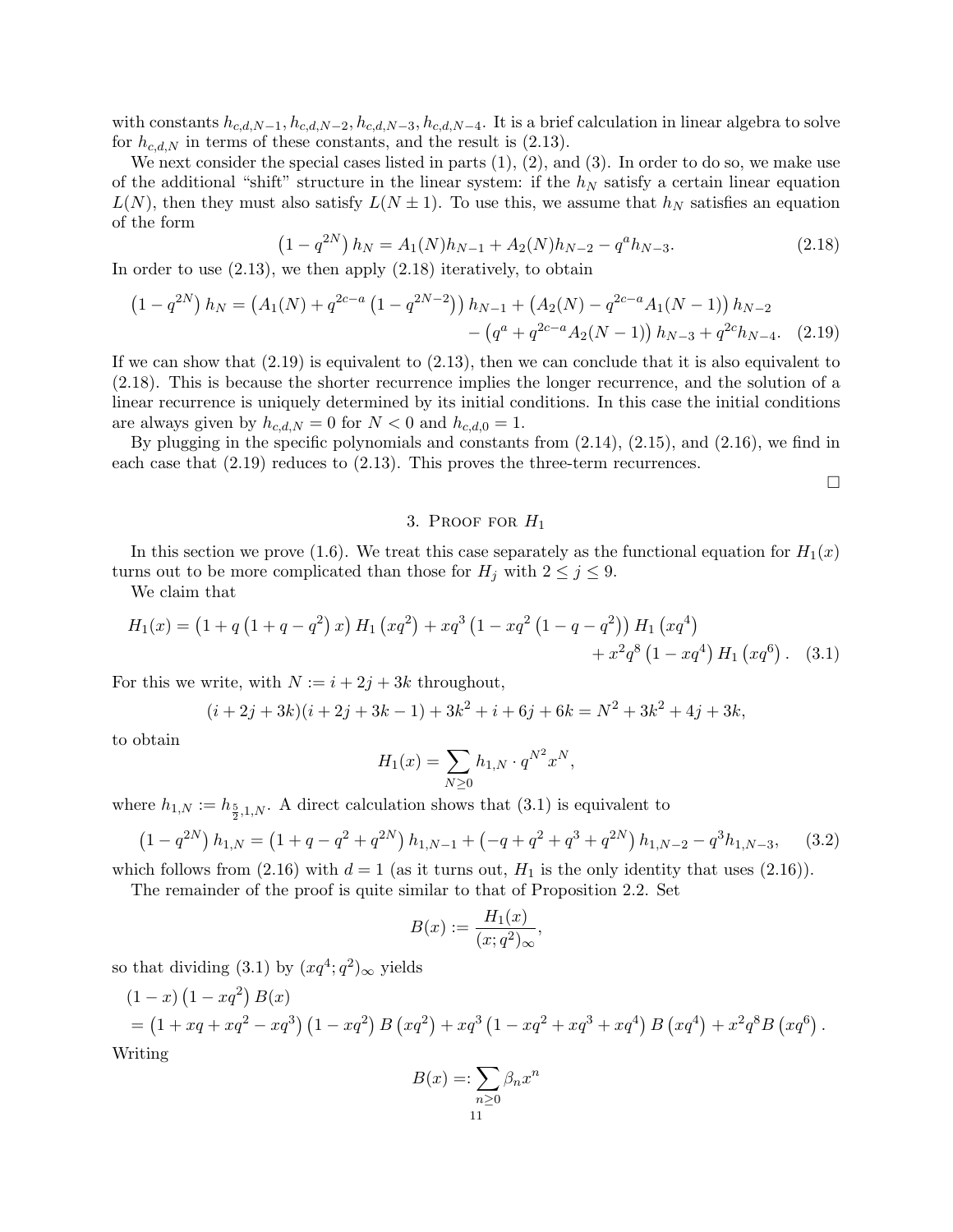with constants $h_{c,d,N-1}, h_{c,d,N-2}, h_{c,d,N-3}, h_{c,d,N-4}$. It is a brief calculation in linear algebra to solve for $h_{c,d,N}$ in terms of these constants, and the result is (2.13).

We next consider the special cases listed in parts (1), (2), and (3). In order to do so, we make use of the additional "shift" structure in the linear system: if the $h_N$ satisfy a certain linear equation $L(N)$, then they must also satisfy $L(N \pm 1)$. To use this, we assume that $h_N$ satisfies an equation of the form

$$\left(1 - q^{2N}\right) h_N = A_1(N) h_{N-1} + A_2(N) h_{N-2} - q^a h_{N-3}. \tag{2.18}$$

In order to use (2.13), we then apply (2.18) iteratively, to obtain

$$\begin{aligned}\left(1 - q^{2N}\right) h_N = \left(A_1(N) + q^{2c-a}\left(1 - q^{2N-2}\right)\right) h_{N-1} + \left(A_2(N) - q^{2c-a} A_1(N-1)\right) h_{N-2} \\ - \left(q^a + q^{2c-a} A_2(N-1)\right) h_{N-3} + q^{2c} h_{N-4}. \end{aligned} \tag{2.19}$$

If we can show that (2.19) is equivalent to (2.13), then we can conclude that it is also equivalent to (2.18). This is because the shorter recurrence implies the longer recurrence, and the solution of a linear recurrence is uniquely determined by its initial conditions. In this case the initial conditions are always given by $h_{c,d,N} = 0$ for $N < 0$ and $h_{c,d,0} = 1$.

By plugging in the specific polynomials and constants from (2.14), (2.15), and (2.16), we find in each case that (2.19) reduces to (2.13). This proves the three-term recurrences.

□

## 3. Proof for $H_1$

In this section we prove (1.6). We treat this case separately as the functional equation for $H_1(x)$ turns out to be more complicated than those for $H_j$ with $2 \leq j \leq 9$.

We claim that

$$\begin{aligned}H_1(x) = \left(1 + q\left(1 + q - q^2\right) x\right) H_1\left(xq^2\right) + xq^3\left(1 - xq^2\left(1 - q - q^2\right)\right) H_1\left(xq^4\right) \\ + x^2 q^8\left(1 - xq^4\right) H_1\left(xq^6\right). \end{aligned} \tag{3.1}$$

For this we write, with $N := i + 2j + 3k$ throughout,

$$(i + 2j + 3k)(i + 2j + 3k - 1) + 3k^2 + i + 6j + 6k = N^2 + 3k^2 + 4j + 3k,$$

to obtain

$$H_1(x) = \sum_{N \geq 0} h_{1,N} \cdot q^{N^2} x^N,$$

where $h_{1,N} := h_{\frac{5}{2},1,N}$. A direct calculation shows that (3.1) is equivalent to

$$\left(1 - q^{2N}\right) h_{1,N} = \left(1 + q - q^2 + q^{2N}\right) h_{1,N-1} + \left(-q + q^2 + q^3 + q^{2N}\right) h_{1,N-2} - q^3 h_{1,N-3}, \tag{3.2}$$

which follows from (2.16) with $d = 1$ (as it turns out, $H_1$ is the only identity that uses (2.16)).

The remainder of the proof is quite similar to that of Proposition 2.2. Set

$$B(x) := \frac{H_1(x)}{(x; q^2)_\infty},$$

so that dividing (3.1) by $(xq^4; q^2)_\infty$ yields

$$\begin{aligned}&(1 - x)\left(1 - xq^2\right) B(x) \\ &= \left(1 + xq + xq^2 - xq^3\right)\left(1 - xq^2\right) B\left(xq^2\right) + xq^3\left(1 - xq^2 + xq^3 + xq^4\right) B\left(xq^4\right) + x^2 q^8 B\left(xq^6\right).\end{aligned}$$

Writing

$$B(x) =: \sum_{n \geq 0} \beta_n x^n$$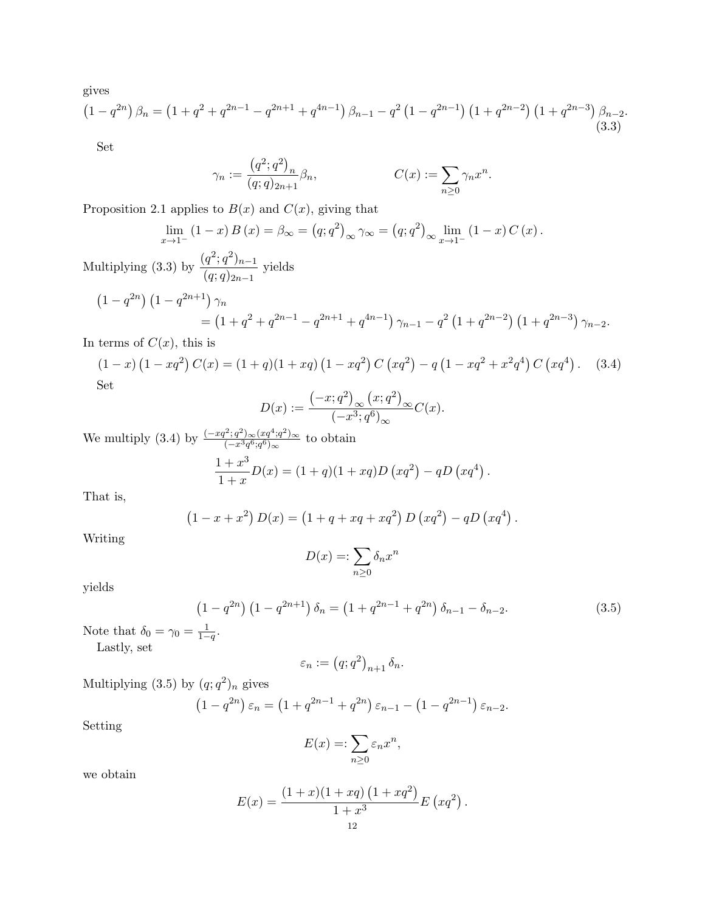gives

$$\left(1-q^{2n}\right)\beta_n = \left(1+q^2+q^{2n-1}-q^{2n+1}+q^{4n-1}\right)\beta_{n-1} - q^2\left(1-q^{2n-1}\right)\left(1+q^{2n-2}\right)\left(1+q^{2n-3}\right)\beta_{n-2}. \tag{3.3}$$

Set

$$\gamma_n := \frac{\left(q^2;q^2\right)_n}{(q;q)_{2n+1}}\beta_n, \qquad\qquad C(x) := \sum_{n\geq 0}\gamma_n x^n.$$

Proposition 2.1 applies to $B(x)$ and $C(x)$, giving that

$$\lim_{x\to 1^-}(1-x)\,B(x) = \beta_\infty = \left(q;q^2\right)_\infty \gamma_\infty = \left(q;q^2\right)_\infty \lim_{x\to 1^-}(1-x)\,C(x).$$

Multiplying (3.3) by $\dfrac{(q^2;q^2)_{n-1}}{(q;q)_{2n-1}}$ yields

$$\begin{aligned}\left(1-q^{2n}\right)\left(1-q^{2n+1}\right)\gamma_n &\\ &= \left(1+q^2+q^{2n-1}-q^{2n+1}+q^{4n-1}\right)\gamma_{n-1} - q^2\left(1+q^{2n-2}\right)\left(1+q^{2n-3}\right)\gamma_{n-2}.\end{aligned}$$

In terms of $C(x)$, this is

$$(1-x)\left(1-xq^2\right)C(x) = (1+q)(1+xq)\left(1-xq^2\right)C\left(xq^2\right) - q\left(1-xq^2+x^2q^4\right)C\left(xq^4\right). \tag{3.4}$$

Set

$$D(x) := \frac{\left(-x;q^2\right)_\infty\left(x;q^2\right)_\infty}{\left(-x^3;q^6\right)_\infty}C(x).$$

We multiply (3.4) by $\frac{(-xq^2;q^2)_\infty(xq^4;q^2)_\infty}{(-x^3q^6;q^6)_\infty}$ to obtain

$$\frac{1+x^3}{1+x}D(x) = (1+q)(1+xq)D\left(xq^2\right) - qD\left(xq^4\right).$$

That is,

$$\left(1-x+x^2\right)D(x) = \left(1+q+xq+xq^2\right)D\left(xq^2\right) - qD\left(xq^4\right).$$

Writing

$$D(x) =: \sum_{n\geq 0}\delta_n x^n$$

yields

$$\left(1-q^{2n}\right)\left(1-q^{2n+1}\right)\delta_n = \left(1+q^{2n-1}+q^{2n}\right)\delta_{n-1} - \delta_{n-2}. \tag{3.5}$$

Note that $\delta_0 = \gamma_0 = \frac{1}{1-q}$.

Lastly, set

$$\varepsilon_n := \left(q;q^2\right)_{n+1}\delta_n.$$

Multiplying (3.5) by $(q;q^2)_n$ gives

$$\left(1-q^{2n}\right)\varepsilon_n = \left(1+q^{2n-1}+q^{2n}\right)\varepsilon_{n-1} - \left(1-q^{2n-1}\right)\varepsilon_{n-2}.$$

Setting

$$E(x) =: \sum_{n\geq 0}\varepsilon_n x^n,$$

we obtain

$$E(x) = \frac{(1+x)(1+xq)\left(1+xq^2\right)}{1+x^3}E\left(xq^2\right).$$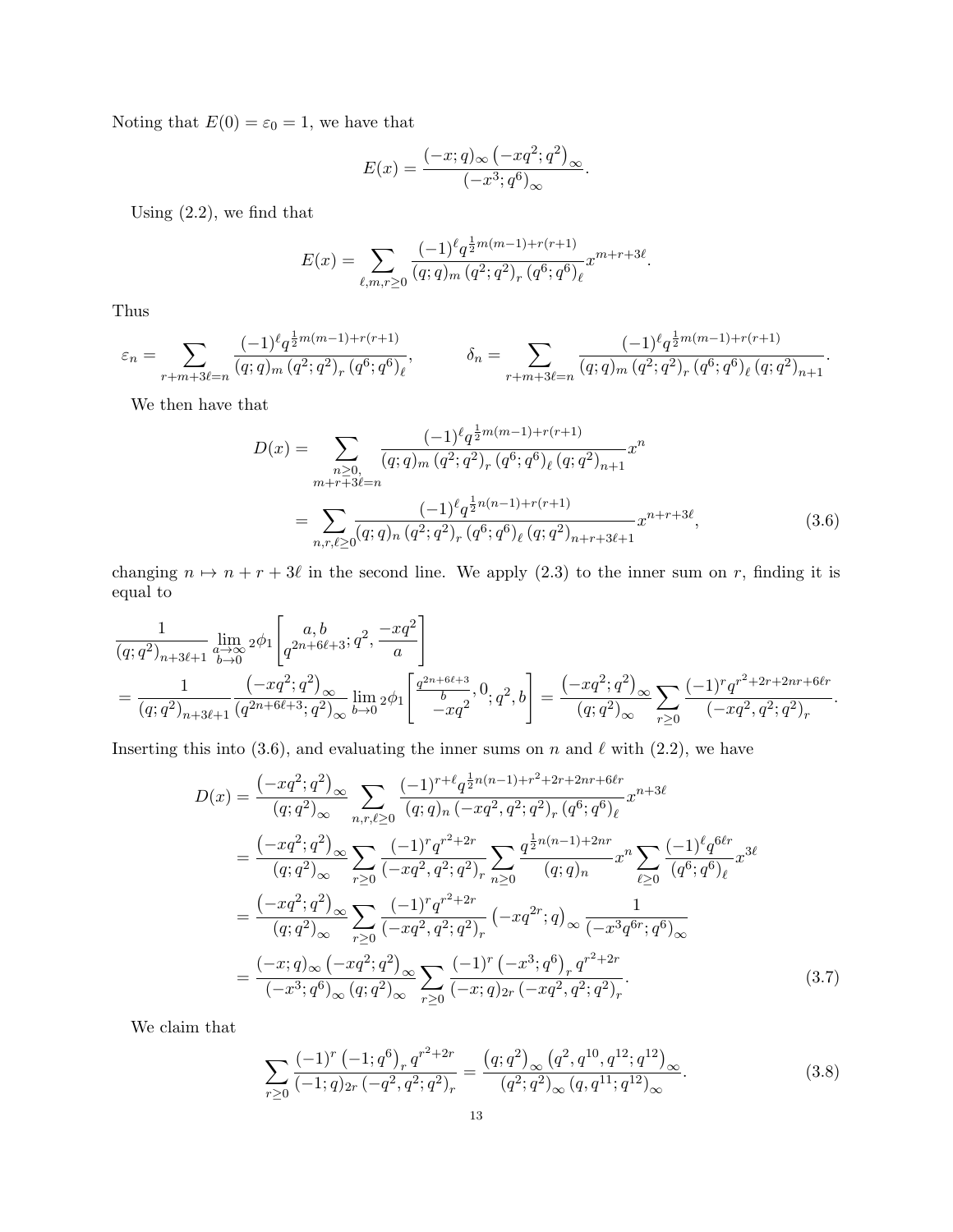Noting that $E(0) = \varepsilon_0 = 1$, we have that

$$E(x) = \frac{(-x;q)_\infty \left(-xq^2;q^2\right)_\infty}{(-x^3;q^6)_\infty}.$$

Using (2.2), we find that

$$E(x) = \sum_{\ell,m,r\geq 0} \frac{(-1)^\ell q^{\frac{1}{2}m(m-1)+r(r+1)}}{(q;q)_m \left(q^2;q^2\right)_r \left(q^6;q^6\right)_\ell} x^{m+r+3\ell}.$$

Thus

$$\varepsilon_n = \sum_{r+m+3\ell=n} \frac{(-1)^\ell q^{\frac{1}{2}m(m-1)+r(r+1)}}{(q;q)_m \left(q^2;q^2\right)_r \left(q^6;q^6\right)_\ell}, \qquad \delta_n = \sum_{r+m+3\ell=n} \frac{(-1)^\ell q^{\frac{1}{2}m(m-1)+r(r+1)}}{(q;q)_m \left(q^2;q^2\right)_r \left(q^6;q^6\right)_\ell (q;q^2)_{n+1}}.$$

We then have that

$$\begin{aligned}
D(x) &= \sum_{\substack{n\geq 0,\\ m+r+3\ell=n}} \frac{(-1)^\ell q^{\frac{1}{2}m(m-1)+r(r+1)}}{(q;q)_m \left(q^2;q^2\right)_r \left(q^6;q^6\right)_\ell (q;q^2)_{n+1}} x^n \\
&= \sum_{n,r,\ell\geq 0} \frac{(-1)^\ell q^{\frac{1}{2}n(n-1)+r(r+1)}}{(q;q)_n \left(q^2;q^2\right)_r \left(q^6;q^6\right)_\ell (q;q^2)_{n+r+3\ell+1}} x^{n+r+3\ell}, \qquad (3.6)
\end{aligned}$$

changing $n \mapsto n+r+3\ell$ in the second line. We apply (2.3) to the inner sum on $r$, finding it is equal to

$$\begin{aligned}
&\frac{1}{(q;q^2)_{n+3\ell+1}} \lim_{\substack{a\to\infty\\ b\to 0}} {}_2\phi_1\left[\begin{matrix} a, b \\ q^{2n+6\ell+3}\end{matrix}; q^2, \frac{-xq^2}{a}\right] \\
&= \frac{1}{(q;q^2)_{n+3\ell+1}} \frac{\left(-xq^2;q^2\right)_\infty}{(q^{2n+6\ell+3};q^2)_\infty} \lim_{b\to 0} {}_2\phi_1\left[\begin{matrix} \frac{q^{2n+6\ell+3}}{b}, 0 \\ -xq^2\end{matrix}; q^2, b\right] = \frac{\left(-xq^2;q^2\right)_\infty}{(q;q^2)_\infty} \sum_{r\geq 0} \frac{(-1)^r q^{r^2+2r+2nr+6\ell r}}{\left(-xq^2,q^2;q^2\right)_r}.
\end{aligned}$$

Inserting this into (3.6), and evaluating the inner sums on $n$ and $\ell$ with (2.2), we have

$$\begin{aligned}
D(x) &= \frac{\left(-xq^2;q^2\right)_\infty}{(q;q^2)_\infty} \sum_{n,r,\ell\geq 0} \frac{(-1)^{r+\ell} q^{\frac{1}{2}n(n-1)+r^2+2r+2nr+6\ell r}}{(q;q)_n \left(-xq^2,q^2;q^2\right)_r \left(q^6;q^6\right)_\ell} x^{n+3\ell} \\
&= \frac{\left(-xq^2;q^2\right)_\infty}{(q;q^2)_\infty} \sum_{r\geq 0} \frac{(-1)^r q^{r^2+2r}}{\left(-xq^2,q^2;q^2\right)_r} \sum_{n\geq 0} \frac{q^{\frac{1}{2}n(n-1)+2nr}}{(q;q)_n} x^n \sum_{\ell\geq 0} \frac{(-1)^\ell q^{6\ell r}}{\left(q^6;q^6\right)_\ell} x^{3\ell} \\
&= \frac{\left(-xq^2;q^2\right)_\infty}{(q;q^2)_\infty} \sum_{r\geq 0} \frac{(-1)^r q^{r^2+2r}}{\left(-xq^2,q^2;q^2\right)_r} \left(-xq^{2r};q\right)_\infty \frac{1}{\left(-x^3q^{6r};q^6\right)_\infty} \\
&= \frac{(-x;q)_\infty \left(-xq^2;q^2\right)_\infty}{(-x^3;q^6)_\infty (q;q^2)_\infty} \sum_{r\geq 0} \frac{(-1)^r \left(-x^3;q^6\right)_r q^{r^2+2r}}{(-x;q)_{2r} \left(-xq^2,q^2;q^2\right)_r}. \qquad (3.7)
\end{aligned}$$

We claim that

$$\sum_{r\geq 0} \frac{(-1)^r \left(-1;q^6\right)_r q^{r^2+2r}}{(-1;q)_{2r} \left(-q^2,q^2;q^2\right)_r} = \frac{\left(q;q^2\right)_\infty \left(q^2,q^{10},q^{12};q^{12}\right)_\infty}{(q^2;q^2)_\infty \left(q,q^{11};q^{12}\right)_\infty}. \qquad (3.8)$$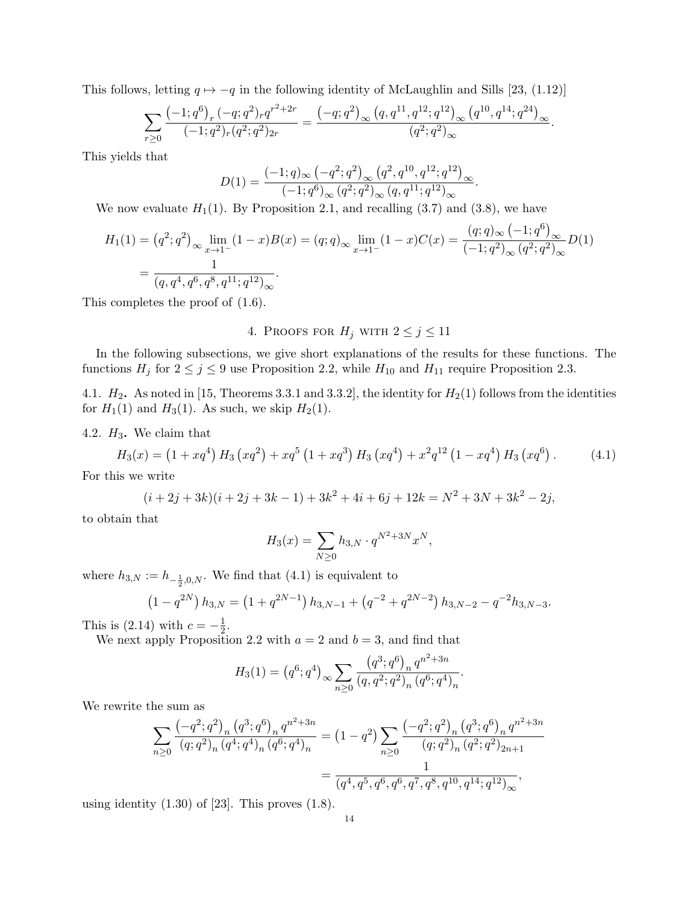This follows, letting $q \mapsto -q$ in the following identity of McLaughlin and Sills [23, (1.12)]

$$\sum_{r\geq 0} \frac{\left(-1;q^6\right)_r \left(-q;q^2\right)_r q^{r^2+2r}}{\left(-1;q^2\right)_r \left(q^2;q^2\right)_{2r}} = \frac{\left(-q;q^2\right)_\infty \left(q,q^{11},q^{12};q^{12}\right)_\infty \left(q^{10},q^{14};q^{24}\right)_\infty}{\left(q^2;q^2\right)_\infty}.$$

This yields that

$$D(1) = \frac{(-1;q)_\infty \left(-q^2;q^2\right)_\infty \left(q^2,q^{10},q^{12};q^{12}\right)_\infty}{\left(-1;q^6\right)_\infty \left(q^2;q^2\right)_\infty \left(q,q^{11};q^{12}\right)_\infty}.$$

We now evaluate $H_1(1)$. By Proposition 2.1, and recalling (3.7) and (3.8), we have

$$\begin{aligned}
H_1(1) &= \left(q^2;q^2\right)_\infty \lim_{x\to 1^-}(1-x)B(x) = (q;q)_\infty \lim_{x\to 1^-}(1-x)C(x) = \frac{(q;q)_\infty \left(-1;q^6\right)_\infty}{\left(-1;q^2\right)_\infty \left(q^2;q^2\right)_\infty} D(1) \\
&= \frac{1}{\left(q,q^4,q^6,q^8,q^{11};q^{12}\right)_\infty}.
\end{aligned}$$

This completes the proof of (1.6).

## 4. Proofs for $H_j$ with $2 \leq j \leq 11$

In the following subsections, we give short explanations of the results for these functions. The functions $H_j$ for $2 \leq j \leq 9$ use Proposition 2.2, while $H_{10}$ and $H_{11}$ require Proposition 2.3.

**4.1. $H_2$.** As noted in [15, Theorems 3.3.1 and 3.3.2], the identity for $H_2(1)$ follows from the identities for $H_1(1)$ and $H_3(1)$. As such, we skip $H_2(1)$.

**4.2. $H_3$.** We claim that

$$H_3(x) = \left(1+xq^4\right) H_3\left(xq^2\right) + xq^5\left(1+xq^3\right) H_3\left(xq^4\right) + x^2q^{12}\left(1-xq^4\right) H_3\left(xq^6\right). \tag{4.1}$$

For this we write

$$(i+2j+3k)(i+2j+3k-1) + 3k^2 + 4i + 6j + 12k = N^2 + 3N + 3k^2 - 2j,$$

to obtain that

$$H_3(x) = \sum_{N\geq 0} h_{3,N} \cdot q^{N^2+3N} x^N,$$

where $h_{3,N} := h_{-\frac{1}{2},0,N}$. We find that (4.1) is equivalent to

$$\left(1-q^{2N}\right) h_{3,N} = \left(1+q^{2N-1}\right) h_{3,N-1} + \left(q^{-2}+q^{2N-2}\right) h_{3,N-2} - q^{-2} h_{3,N-3}.$$

This is (2.14) with $c = -\frac{1}{2}$.

We next apply Proposition 2.2 with $a = 2$ and $b = 3$, and find that

$$H_3(1) = \left(q^6;q^4\right)_\infty \sum_{n\geq 0} \frac{\left(q^3;q^6\right)_n q^{n^2+3n}}{\left(q,q^2;q^2\right)_n \left(q^6;q^4\right)_n}.$$

We rewrite the sum as

$$\begin{aligned}
\sum_{n\geq 0} \frac{\left(-q^2;q^2\right)_n \left(q^3;q^6\right)_n q^{n^2+3n}}{\left(q;q^2\right)_n \left(q^4;q^4\right)_n \left(q^6;q^4\right)_n} &= \left(1-q^2\right) \sum_{n\geq 0} \frac{\left(-q^2;q^2\right)_n \left(q^3;q^6\right)_n q^{n^2+3n}}{\left(q;q^2\right)_n \left(q^2;q^2\right)_{2n+1}} \\
&= \frac{1}{\left(q^4,q^5,q^6,q^6,q^7,q^8,q^{10},q^{14};q^{12}\right)_\infty},
\end{aligned}$$

using identity (1.30) of [23]. This proves (1.8).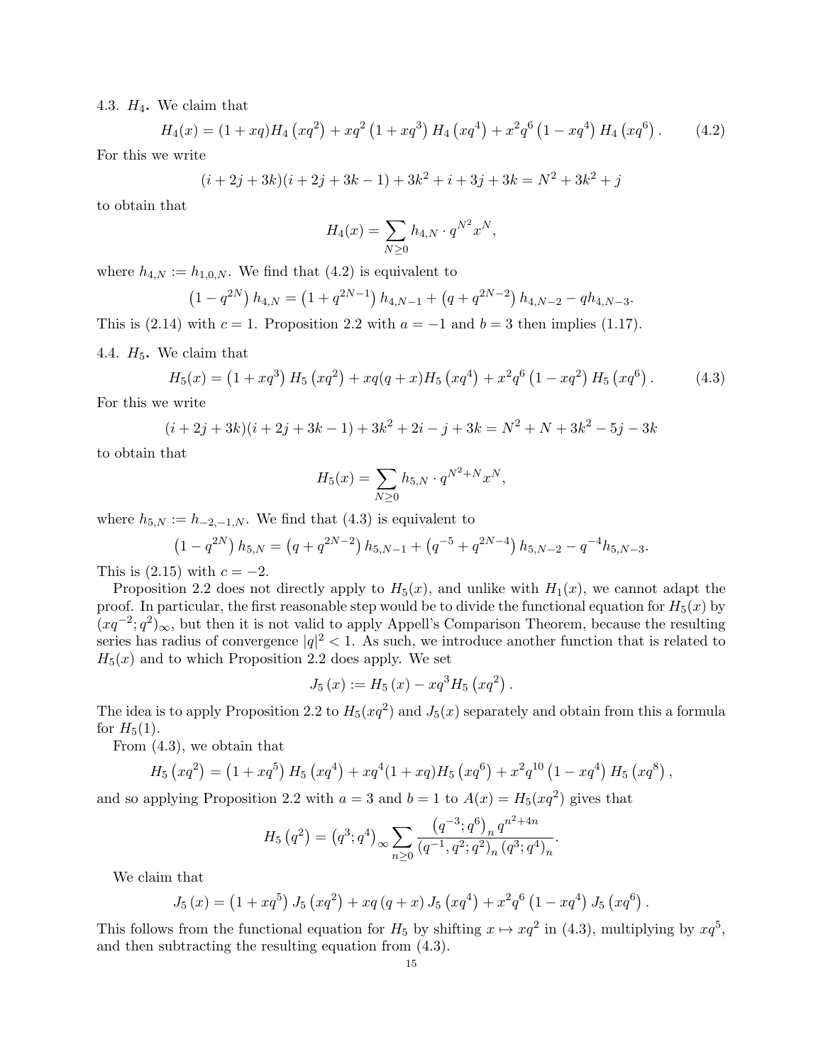4.3. $H_4$**.** We claim that

$$H_4(x) = (1+xq)H_4\left(xq^2\right) + xq^2\left(1+xq^3\right)H_4\left(xq^4\right) + x^2q^6\left(1-xq^4\right)H_4\left(xq^6\right). \tag{4.2}$$

For this we write

$$(i+2j+3k)(i+2j+3k-1)+3k^2+i+3j+3k = N^2+3k^2+j$$

to obtain that

$$H_4(x) = \sum_{N\geq 0} h_{4,N}\cdot q^{N^2}x^N,$$

where $h_{4,N} := h_{1,0,N}$. We find that (4.2) is equivalent to

$$\left(1-q^{2N}\right)h_{4,N} = \left(1+q^{2N-1}\right)h_{4,N-1} + \left(q+q^{2N-2}\right)h_{4,N-2} - qh_{4,N-3}.$$

This is (2.14) with $c=1$. Proposition 2.2 with $a=-1$ and $b=3$ then implies (1.17).

4.4. $H_5$**.** We claim that

$$H_5(x) = \left(1+xq^3\right)H_5\left(xq^2\right) + xq(q+x)H_5\left(xq^4\right) + x^2q^6\left(1-xq^2\right)H_5\left(xq^6\right). \tag{4.3}$$

For this we write

$$(i+2j+3k)(i+2j+3k-1)+3k^2+2i-j+3k = N^2+N+3k^2-5j-3k$$

to obtain that

$$H_5(x) = \sum_{N\geq 0} h_{5,N}\cdot q^{N^2+N}x^N,$$

where $h_{5,N} := h_{-2,-1,N}$. We find that (4.3) is equivalent to

$$\left(1-q^{2N}\right)h_{5,N} = \left(q+q^{2N-2}\right)h_{5,N-1} + \left(q^{-5}+q^{2N-4}\right)h_{5,N-2} - q^{-4}h_{5,N-3}.$$

This is (2.15) with $c=-2$.

Proposition 2.2 does not directly apply to $H_5(x)$, and unlike with $H_1(x)$, we cannot adapt the proof. In particular, the first reasonable step would be to divide the functional equation for $H_5(x)$ by $(xq^{-2};q^2)_\infty$, but then it is not valid to apply Appell's Comparison Theorem, because the resulting series has radius of convergence $|q|^2<1$. As such, we introduce another function that is related to $H_5(x)$ and to which Proposition 2.2 does apply. We set

$$J_5(x) := H_5(x) - xq^3H_5\left(xq^2\right).$$

The idea is to apply Proposition 2.2 to $H_5(xq^2)$ and $J_5(x)$ separately and obtain from this a formula for $H_5(1)$.

From (4.3), we obtain that

$$H_5\left(xq^2\right) = \left(1+xq^5\right)H_5\left(xq^4\right) + xq^4(1+xq)H_5\left(xq^6\right) + x^2q^{10}\left(1-xq^4\right)H_5\left(xq^8\right),$$

and so applying Proposition 2.2 with $a=3$ and $b=1$ to $A(x)=H_5(xq^2)$ gives that

$$H_5\left(q^2\right) = \left(q^3;q^4\right)_\infty \sum_{n\geq 0}\frac{\left(q^{-3};q^6\right)_n q^{n^2+4n}}{\left(q^{-1},q^2;q^2\right)_n\left(q^3;q^4\right)_n}.$$

We claim that

$$J_5(x) = \left(1+xq^5\right)J_5\left(xq^2\right) + xq\left(q+x\right)J_5\left(xq^4\right) + x^2q^6\left(1-xq^4\right)J_5\left(xq^6\right).$$

This follows from the functional equation for $H_5$ by shifting $x\mapsto xq^2$ in (4.3), multiplying by $xq^5$, and then subtracting the resulting equation from (4.3).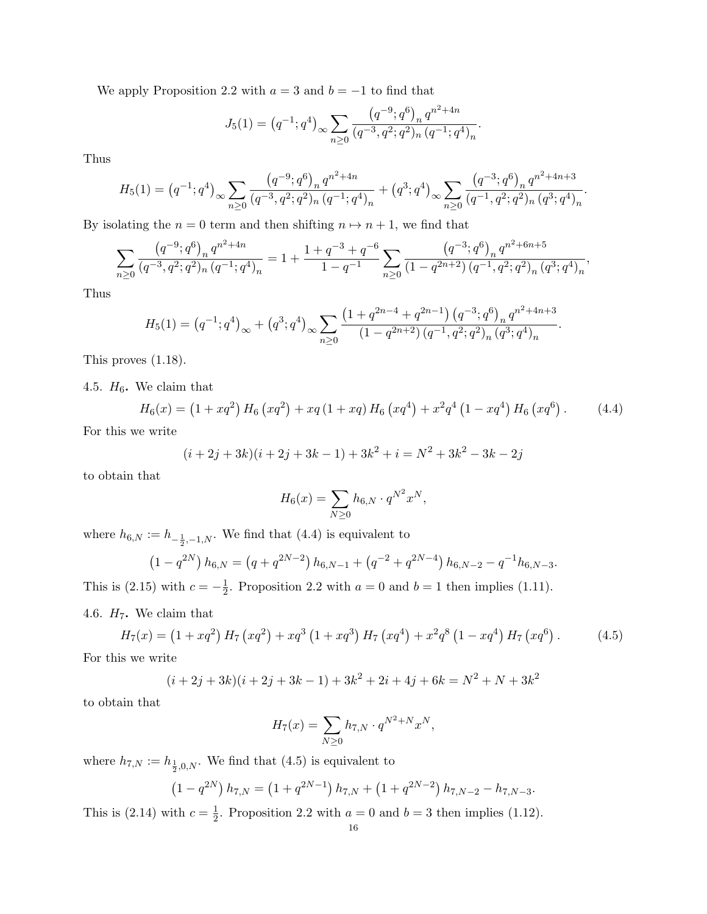We apply Proposition 2.2 with $a = 3$ and $b = -1$ to find that

$$J_5(1) = \left(q^{-1}; q^4\right)_\infty \sum_{n\geq 0} \frac{\left(q^{-9}; q^6\right)_n q^{n^2+4n}}{(q^{-3}, q^2; q^2)_n \left(q^{-1}; q^4\right)_n}.$$

Thus

$$H_5(1) = \left(q^{-1}; q^4\right)_\infty \sum_{n\geq 0} \frac{\left(q^{-9}; q^6\right)_n q^{n^2+4n}}{(q^{-3}, q^2; q^2)_n \left(q^{-1}; q^4\right)_n} + \left(q^3; q^4\right)_\infty \sum_{n\geq 0} \frac{\left(q^{-3}; q^6\right)_n q^{n^2+4n+3}}{(q^{-1}, q^2; q^2)_n \left(q^3; q^4\right)_n}.$$

By isolating the $n = 0$ term and then shifting $n \mapsto n+1$, we find that

$$\sum_{n\geq 0} \frac{\left(q^{-9}; q^6\right)_n q^{n^2+4n}}{(q^{-3}, q^2; q^2)_n \left(q^{-1}; q^4\right)_n} = 1 + \frac{1+q^{-3}+q^{-6}}{1-q^{-1}} \sum_{n\geq 0} \frac{\left(q^{-3}; q^6\right)_n q^{n^2+6n+5}}{\left(1-q^{2n+2}\right)\left(q^{-1}, q^2; q^2\right)_n \left(q^3; q^4\right)_n},$$

Thus

$$H_5(1) = \left(q^{-1}; q^4\right)_\infty + \left(q^3; q^4\right)_\infty \sum_{n\geq 0} \frac{\left(1+q^{2n-4}+q^{2n-1}\right)\left(q^{-3}; q^6\right)_n q^{n^2+4n+3}}{\left(1-q^{2n+2}\right)\left(q^{-1}, q^2; q^2\right)_n \left(q^3; q^4\right)_n}.$$

This proves (1.18).

**4.5. $H_6$.** We claim that

$$H_6(x) = \left(1+xq^2\right) H_6\left(xq^2\right) + xq\left(1+xq\right) H_6\left(xq^4\right) + x^2q^4\left(1-xq^4\right) H_6\left(xq^6\right). \tag{4.4}$$

For this we write

$$(i+2j+3k)(i+2j+3k-1) + 3k^2 + i = N^2 + 3k^2 - 3k - 2j$$

to obtain that

$$H_6(x) = \sum_{N\geq 0} h_{6,N} \cdot q^{N^2} x^N,$$

where $h_{6,N} := h_{-\frac{1}{2},-1,N}$. We find that (4.4) is equivalent to

$$\left(1-q^{2N}\right) h_{6,N} = \left(q+q^{2N-2}\right) h_{6,N-1} + \left(q^{-2}+q^{2N-4}\right) h_{6,N-2} - q^{-1} h_{6,N-3}.$$

This is (2.15) with $c = -\frac{1}{2}$. Proposition 2.2 with $a = 0$ and $b = 1$ then implies (1.11).

**4.6. $H_7$.** We claim that

$$H_7(x) = \left(1+xq^2\right) H_7\left(xq^2\right) + xq^3\left(1+xq^3\right) H_7\left(xq^4\right) + x^2q^8\left(1-xq^4\right) H_7\left(xq^6\right). \tag{4.5}$$

For this we write

$$(i+2j+3k)(i+2j+3k-1) + 3k^2 + 2i + 4j + 6k = N^2 + N + 3k^2$$

to obtain that

$$H_7(x) = \sum_{N\geq 0} h_{7,N} \cdot q^{N^2+N} x^N,$$

where $h_{7,N} := h_{\frac{1}{2},0,N}$. We find that (4.5) is equivalent to

$$\left(1-q^{2N}\right) h_{7,N} = \left(1+q^{2N-1}\right) h_{7,N} + \left(1+q^{2N-2}\right) h_{7,N-2} - h_{7,N-3}.$$

This is (2.14) with $c = \frac{1}{2}$. Proposition 2.2 with $a = 0$ and $b = 3$ then implies (1.12).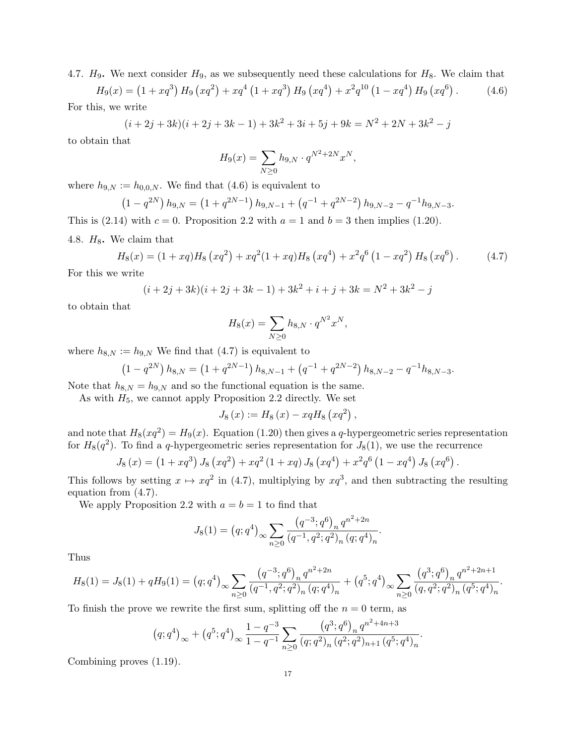4.7. $H_9$. We next consider $H_9$, as we subsequently need these calculations for $H_8$. We claim that

$$H_9(x) = \left(1 + xq^3\right) H_9\left(xq^2\right) + xq^4\left(1 + xq^3\right) H_9\left(xq^4\right) + x^2q^{10}\left(1 - xq^4\right) H_9\left(xq^6\right). \tag{4.6}$$

For this, we write

$$(i + 2j + 3k)(i + 2j + 3k - 1) + 3k^2 + 3i + 5j + 9k = N^2 + 2N + 3k^2 - j$$

to obtain that

$$H_9(x) = \sum_{N\geq 0} h_{9,N} \cdot q^{N^2+2N}x^N,$$

where $h_{9,N} := h_{0,0,N}$. We find that (4.6) is equivalent to

$$\left(1 - q^{2N}\right) h_{9,N} = \left(1 + q^{2N-1}\right) h_{9,N-1} + \left(q^{-1} + q^{2N-2}\right) h_{9,N-2} - q^{-1}h_{9,N-3}.$$

This is (2.14) with $c = 0$. Proposition 2.2 with $a = 1$ and $b = 3$ then implies (1.20).

4.8. $H_8$. We claim that

$$H_8(x) = (1 + xq)H_8\left(xq^2\right) + xq^2(1 + xq)H_8\left(xq^4\right) + x^2q^6\left(1 - xq^2\right) H_8\left(xq^6\right). \tag{4.7}$$

For this we write

$$(i + 2j + 3k)(i + 2j + 3k - 1) + 3k^2 + i + j + 3k = N^2 + 3k^2 - j$$

to obtain that

$$H_8(x) = \sum_{N\geq 0} h_{8,N} \cdot q^{N^2}x^N,$$

where $h_{8,N} := h_{9,N}$ We find that (4.7) is equivalent to

$$\left(1 - q^{2N}\right) h_{8,N} = \left(1 + q^{2N-1}\right) h_{8,N-1} + \left(q^{-1} + q^{2N-2}\right) h_{8,N-2} - q^{-1}h_{8,N-3}.$$

Note that $h_{8,N} = h_{9,N}$ and so the functional equation is the same.

As with $H_5$, we cannot apply Proposition 2.2 directly. We set

$$J_8\left(x\right) := H_8\left(x\right) - xqH_8\left(xq^2\right),$$

and note that $H_8(xq^2) = H_9(x)$. Equation (1.20) then gives a $q$-hypergeometric series representation for $H_8(q^2)$. To find a $q$-hypergeometric series representation for $J_8(1)$, we use the recurrence

$$J_8\left(x\right) = \left(1 + xq^3\right) J_8\left(xq^2\right) + xq^2\left(1 + xq\right) J_8\left(xq^4\right) + x^2q^6\left(1 - xq^4\right) J_8\left(xq^6\right).$$

This follows by setting $x \mapsto xq^2$ in (4.7), multiplying by $xq^3$, and then subtracting the resulting equation from (4.7).

We apply Proposition 2.2 with $a = b = 1$ to find that

$$J_8(1) = \left(q; q^4\right)_\infty \sum_{n\geq 0} \frac{\left(q^{-3}; q^6\right)_n q^{n^2+2n}}{\left(q^{-1}, q^2; q^2\right)_n \left(q; q^4\right)_n}.$$

Thus

$$H_8(1) = J_8(1) + qH_9(1) = \left(q; q^4\right)_\infty \sum_{n\geq 0} \frac{\left(q^{-3}; q^6\right)_n q^{n^2+2n}}{\left(q^{-1}, q^2; q^2\right)_n \left(q; q^4\right)_n} + \left(q^5; q^4\right)_\infty \sum_{n\geq 0} \frac{\left(q^3; q^6\right)_n q^{n^2+2n+1}}{\left(q, q^2; q^2\right)_n \left(q^5; q^4\right)_n}.$$

To finish the prove we rewrite the first sum, splitting off the $n = 0$ term, as

$$\left(q; q^4\right)_\infty + \left(q^5; q^4\right)_\infty \frac{1 - q^{-3}}{1 - q^{-1}} \sum_{n\geq 0} \frac{\left(q^3; q^6\right)_n q^{n^2+4n+3}}{\left(q; q^2\right)_n \left(q^2; q^2\right)_{n+1} \left(q^5; q^4\right)_n}.$$

Combining proves (1.19).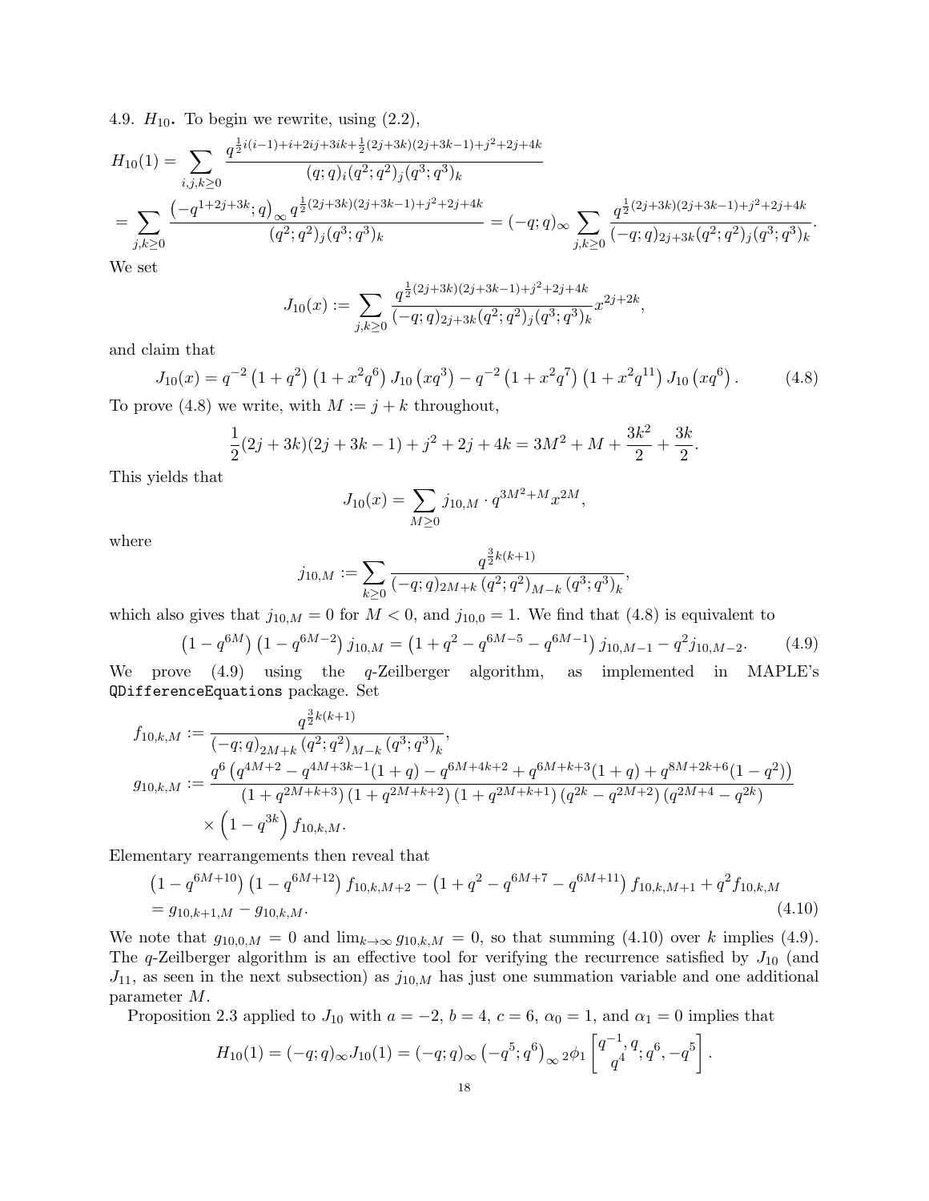4.9. $H_{10}$**.** To begin we rewrite, using (2.2),

$$H_{10}(1) = \sum_{i,j,k\geq 0} \frac{q^{\frac{1}{2}i(i-1)+i+2ij+3ik+\frac{1}{2}(2j+3k)(2j+3k-1)+j^2+2j+4k}}{(q;q)_i(q^2;q^2)_j(q^3;q^3)_k}$$

$$= \sum_{j,k\geq 0} \frac{\left(-q^{1+2j+3k};q\right)_\infty q^{\frac{1}{2}(2j+3k)(2j+3k-1)+j^2+2j+4k}}{(q^2;q^2)_j(q^3;q^3)_k} = (-q;q)_\infty \sum_{j,k\geq 0} \frac{q^{\frac{1}{2}(2j+3k)(2j+3k-1)+j^2+2j+4k}}{(-q;q)_{2j+3k}(q^2;q^2)_j(q^3;q^3)_k}.$$

We set

$$J_{10}(x) := \sum_{j,k\geq 0} \frac{q^{\frac{1}{2}(2j+3k)(2j+3k-1)+j^2+2j+4k}}{(-q;q)_{2j+3k}(q^2;q^2)_j(q^3;q^3)_k} x^{2j+2k},$$

and claim that

$$J_{10}(x) = q^{-2}\left(1+q^2\right)\left(1+x^2q^6\right)J_{10}\left(xq^3\right) - q^{-2}\left(1+x^2q^7\right)\left(1+x^2q^{11}\right)J_{10}\left(xq^6\right). \tag{4.8}$$

To prove (4.8) we write, with $M := j+k$ throughout,

$$\frac{1}{2}(2j+3k)(2j+3k-1)+j^2+2j+4k = 3M^2+M+\frac{3k^2}{2}+\frac{3k}{2}.$$

This yields that

$$J_{10}(x) = \sum_{M\geq 0} j_{10,M}\cdot q^{3M^2+M}x^{2M},$$

where

$$j_{10,M} := \sum_{k\geq 0} \frac{q^{\frac{3}{2}k(k+1)}}{(-q;q)_{2M+k}\left(q^2;q^2\right)_{M-k}\left(q^3;q^3\right)_k},$$

which also gives that $j_{10,M}=0$ for $M<0$, and $j_{10,0}=1$. We find that (4.8) is equivalent to

$$\left(1-q^{6M}\right)\left(1-q^{6M-2}\right)j_{10,M} = \left(1+q^2-q^{6M-5}-q^{6M-1}\right)j_{10,M-1} - q^2 j_{10,M-2}. \tag{4.9}$$

We prove (4.9) using the $q$-Zeilberger algorithm, as implemented in MAPLE's `QDifferenceEquations` package. Set

$$f_{10,k,M} := \frac{q^{\frac{3}{2}k(k+1)}}{(-q;q)_{2M+k}\left(q^2;q^2\right)_{M-k}\left(q^3;q^3\right)_k},$$

$$g_{10,k,M} := \frac{q^6\left(q^{4M+2}-q^{4M+3k-1}(1+q)-q^{6M+4k+2}+q^{6M+k+3}(1+q)+q^{8M+2k+6}(1-q^2)\right)}{\left(1+q^{2M+k+3}\right)\left(1+q^{2M+k+2}\right)\left(1+q^{2M+k+1}\right)\left(q^{2k}-q^{2M+2}\right)\left(q^{2M+4}-q^{2k}\right)}$$
$$\times\left(1-q^{3k}\right)f_{10,k,M}.$$

Elementary rearrangements then reveal that

$$\left(1-q^{6M+10}\right)\left(1-q^{6M+12}\right)f_{10,k,M+2} - \left(1+q^2-q^{6M+7}-q^{6M+11}\right)f_{10,k,M+1} + q^2 f_{10,k,M}$$
$$= g_{10,k+1,M} - g_{10,k,M}. \tag{4.10}$$

We note that $g_{10,0,M}=0$ and $\lim_{k\to\infty} g_{10,k,M}=0$, so that summing (4.10) over $k$ implies (4.9). The $q$-Zeilberger algorithm is an effective tool for verifying the recurrence satisfied by $J_{10}$ (and $J_{11}$, as seen in the next subsection) as $j_{10,M}$ has just one summation variable and one additional parameter $M$.

Proposition 2.3 applied to $J_{10}$ with $a=-2$, $b=4$, $c=6$, $\alpha_0=1$, and $\alpha_1=0$ implies that

$$H_{10}(1) = (-q;q)_\infty J_{10}(1) = (-q;q)_\infty\left(-q^5;q^6\right)_\infty {}_2\phi_1\left[\begin{matrix}q^{-1},q\\q^4\end{matrix};q^6,-q^5\right].$$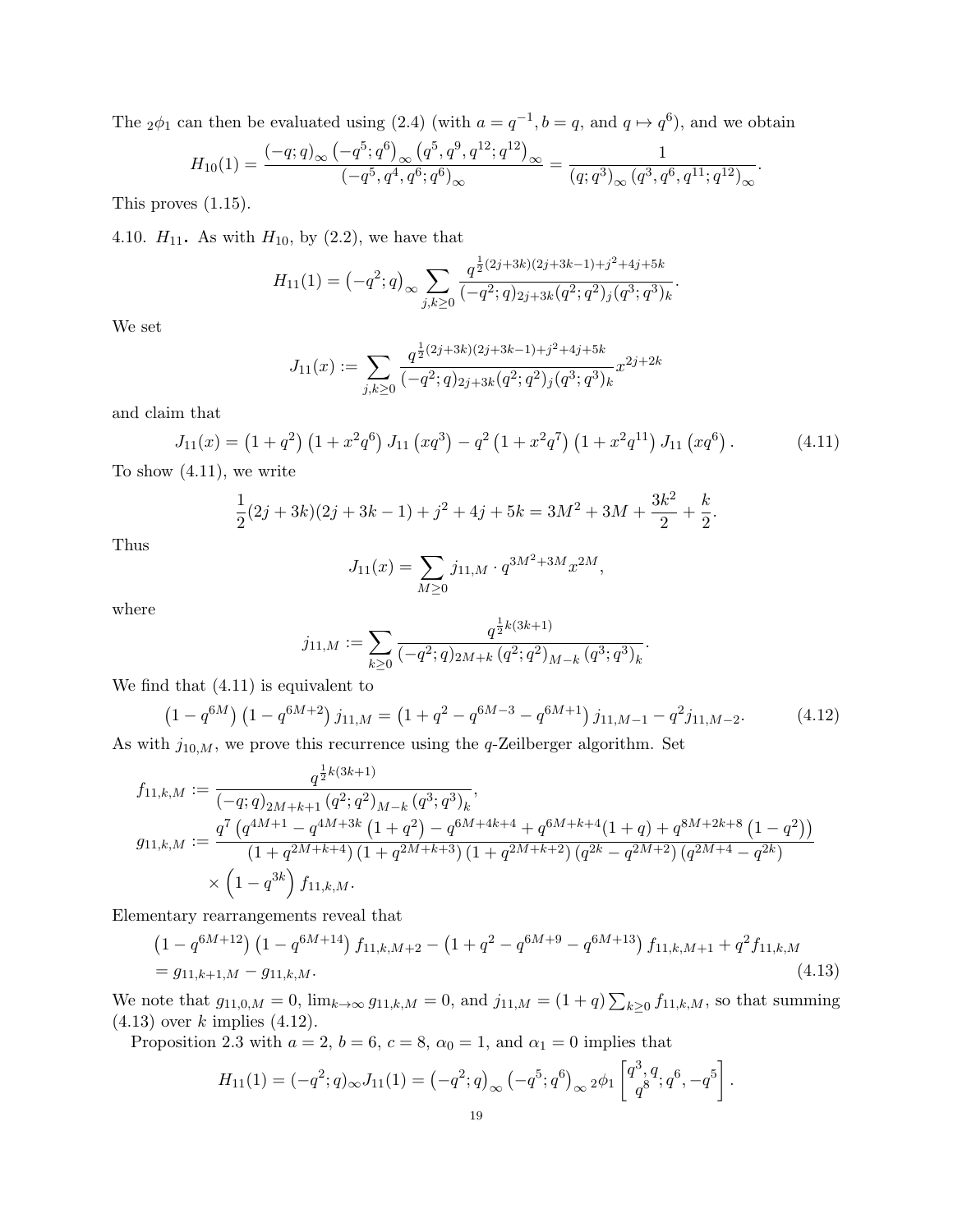The ${}_2\phi_1$ can then be evaluated using (2.4) (with $a = q^{-1}, b = q$, and $q \mapsto q^6$), and we obtain

$$H_{10}(1) = \frac{(-q;q)_\infty \left(-q^5;q^6\right)_\infty \left(q^5,q^9,q^{12};q^{12}\right)_\infty}{\left(-q^5,q^4,q^6;q^6\right)_\infty} = \frac{1}{(q;q^3)_\infty \left(q^3,q^6,q^{11};q^{12}\right)_\infty}.$$

This proves (1.15).

4.10. $H_{11}$**.** As with $H_{10}$, by (2.2), we have that

$$H_{11}(1) = \left(-q^2;q\right)_\infty \sum_{j,k\geq 0} \frac{q^{\frac{1}{2}(2j+3k)(2j+3k-1)+j^2+4j+5k}}{(-q^2;q)_{2j+3k}(q^2;q^2)_j(q^3;q^3)_k}.$$

We set

$$J_{11}(x) := \sum_{j,k\geq 0} \frac{q^{\frac{1}{2}(2j+3k)(2j+3k-1)+j^2+4j+5k}}{(-q^2;q)_{2j+3k}(q^2;q^2)_j(q^3;q^3)_k} x^{2j+2k}$$

and claim that

$$J_{11}(x) = \left(1+q^2\right)\left(1+x^2q^6\right) J_{11}\left(xq^3\right) - q^2\left(1+x^2q^7\right)\left(1+x^2q^{11}\right) J_{11}\left(xq^6\right). \tag{4.11}$$

To show (4.11), we write

$$\frac{1}{2}(2j+3k)(2j+3k-1)+j^2+4j+5k = 3M^2+3M+\frac{3k^2}{2}+\frac{k}{2}.$$

Thus

$$J_{11}(x) = \sum_{M\geq 0} j_{11,M} \cdot q^{3M^2+3M} x^{2M},$$

where

$$j_{11,M} := \sum_{k\geq 0} \frac{q^{\frac{1}{2}k(3k+1)}}{(-q^2;q)_{2M+k}\left(q^2;q^2\right)_{M-k}\left(q^3;q^3\right)_k}.$$

We find that (4.11) is equivalent to

$$\left(1-q^{6M}\right)\left(1-q^{6M+2}\right) j_{11,M} = \left(1+q^2-q^{6M-3}-q^{6M+1}\right) j_{11,M-1} - q^2 j_{11,M-2}. \tag{4.12}$$

As with $j_{10,M}$, we prove this recurrence using the $q$-Zeilberger algorithm. Set

$$f_{11,k,M} := \frac{q^{\frac{1}{2}k(3k+1)}}{(-q;q)_{2M+k+1}\left(q^2;q^2\right)_{M-k}\left(q^3;q^3\right)_k},$$

$$g_{11,k,M} := \frac{q^7\left(q^{4M+1}-q^{4M+3k}\left(1+q^2\right)-q^{6M+4k+4}+q^{6M+k+4}(1+q)+q^{8M+2k+8}\left(1-q^2\right)\right)}{\left(1+q^{2M+k+4}\right)\left(1+q^{2M+k+3}\right)\left(1+q^{2M+k+2}\right)\left(q^{2k}-q^{2M+2}\right)\left(q^{2M+4}-q^{2k}\right)}$$
$$\times \left(1-q^{3k}\right) f_{11,k,M}.$$

Elementary rearrangements reveal that

$$\begin{aligned}
&\left(1-q^{6M+12}\right)\left(1-q^{6M+14}\right) f_{11,k,M+2} - \left(1+q^2-q^{6M+9}-q^{6M+13}\right) f_{11,k,M+1} + q^2 f_{11,k,M} \\
&= g_{11,k+1,M} - g_{11,k,M}.
\end{aligned} \tag{4.13}$$

We note that $g_{11,0,M} = 0$, $\lim_{k\to\infty} g_{11,k,M} = 0$, and $j_{11,M} = (1+q)\sum_{k\geq 0} f_{11,k,M}$, so that summing (4.13) over $k$ implies (4.12).

Proposition 2.3 with $a = 2$, $b = 6$, $c = 8$, $\alpha_0 = 1$, and $\alpha_1 = 0$ implies that

$$H_{11}(1) = (-q^2;q)_\infty J_{11}(1) = \left(-q^2;q\right)_\infty \left(-q^5;q^6\right)_\infty {}_2\phi_1\left[\begin{matrix} q^3, q \\ q^8 \end{matrix}; q^6, -q^5\right].$$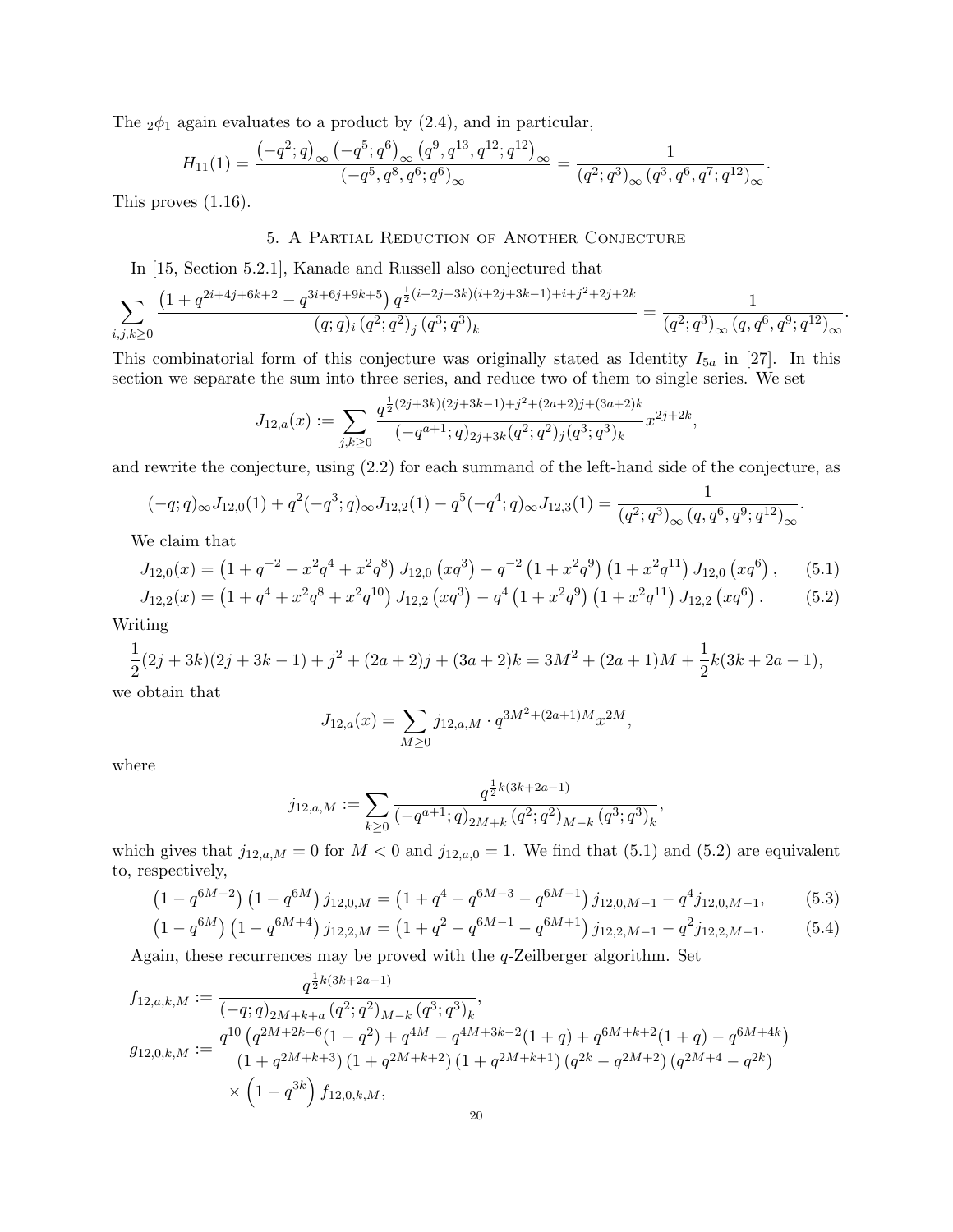The ${}_2\phi_1$ again evaluates to a product by (2.4), and in particular,

$$H_{11}(1) = \frac{\left(-q^2;q\right)_\infty \left(-q^5;q^6\right)_\infty \left(q^9,q^{13},q^{12};q^{12}\right)_\infty}{\left(-q^5,q^8,q^6;q^6\right)_\infty} = \frac{1}{\left(q^2;q^3\right)_\infty \left(q^3,q^6,q^7;q^{12}\right)_\infty}.$$

This proves (1.16).

## 5. A Partial Reduction of Another Conjecture

In [15, Section 5.2.1], Kanade and Russell also conjectured that

$$\sum_{i,j,k\geq 0} \frac{\left(1+q^{2i+4j+6k+2}-q^{3i+6j+9k+5}\right) q^{\frac{1}{2}(i+2j+3k)(i+2j+3k-1)+i+j^2+2j+2k}}{(q;q)_i \left(q^2;q^2\right)_j \left(q^3;q^3\right)_k} = \frac{1}{\left(q^2;q^3\right)_\infty \left(q,q^6,q^9;q^{12}\right)_\infty}.$$

This combinatorial form of this conjecture was originally stated as Identity $I_{5a}$ in [27]. In this section we separate the sum into three series, and reduce two of them to single series. We set

$$J_{12,a}(x) := \sum_{j,k\geq 0} \frac{q^{\frac{1}{2}(2j+3k)(2j+3k-1)+j^2+(2a+2)j+(3a+2)k}}{(-q^{a+1};q)_{2j+3k}(q^2;q^2)_j(q^3;q^3)_k} x^{2j+2k},$$

and rewrite the conjecture, using (2.2) for each summand of the left-hand side of the conjecture, as

$$(-q;q)_\infty J_{12,0}(1) + q^2(-q^3;q)_\infty J_{12,2}(1) - q^5(-q^4;q)_\infty J_{12,3}(1) = \frac{1}{\left(q^2;q^3\right)_\infty \left(q,q^6,q^9;q^{12}\right)_\infty}.$$

We claim that

$$J_{12,0}(x) = \left(1+q^{-2}+x^2q^4+x^2q^8\right) J_{12,0}\left(xq^3\right) - q^{-2}\left(1+x^2q^9\right)\left(1+x^2q^{11}\right) J_{12,0}\left(xq^6\right), \tag{5.1}$$

$$J_{12,2}(x) = \left(1+q^4+x^2q^8+x^2q^{10}\right) J_{12,2}\left(xq^3\right) - q^4\left(1+x^2q^9\right)\left(1+x^2q^{11}\right) J_{12,2}\left(xq^6\right). \tag{5.2}$$

Writing

$$\frac{1}{2}(2j+3k)(2j+3k-1)+j^2+(2a+2)j+(3a+2)k = 3M^2+(2a+1)M+\frac{1}{2}k(3k+2a-1),$$

we obtain that

$$J_{12,a}(x) = \sum_{M\geq 0} j_{12,a,M}\cdot q^{3M^2+(2a+1)M}x^{2M},$$

where

$$j_{12,a,M} := \sum_{k\geq 0} \frac{q^{\frac{1}{2}k(3k+2a-1)}}{\left(-q^{a+1};q\right)_{2M+k}\left(q^2;q^2\right)_{M-k}\left(q^3;q^3\right)_k},$$

which gives that $j_{12,a,M}=0$ for $M<0$ and $j_{12,a,0}=1$. We find that (5.1) and (5.2) are equivalent to, respectively,

$$\left(1-q^{6M-2}\right)\left(1-q^{6M}\right) j_{12,0,M} = \left(1+q^4-q^{6M-3}-q^{6M-1}\right) j_{12,0,M-1} - q^4 j_{12,0,M-1}, \tag{5.3}$$

$$\left(1-q^{6M}\right)\left(1-q^{6M+4}\right) j_{12,2,M} = \left(1+q^2-q^{6M-1}-q^{6M+1}\right) j_{12,2,M-1} - q^2 j_{12,2,M-1}. \tag{5.4}$$

Again, these recurrences may be proved with the $q$-Zeilberger algorithm. Set

$$f_{12,a,k,M} := \frac{q^{\frac{1}{2}k(3k+2a-1)}}{(-q;q)_{2M+k+a}\left(q^2;q^2\right)_{M-k}\left(q^3;q^3\right)_k},$$

$$g_{12,0,k,M} := \frac{q^{10}\left(q^{2M+2k-6}(1-q^2)+q^{4M}-q^{4M+3k-2}(1+q)+q^{6M+k+2}(1+q)-q^{6M+4k}\right)}{\left(1+q^{2M+k+3}\right)\left(1+q^{2M+k+2}\right)\left(1+q^{2M+k+1}\right)\left(q^{2k}-q^{2M+2}\right)\left(q^{2M+4}-q^{2k}\right)}$$
$$\times\left(1-q^{3k}\right) f_{12,0,k,M},$$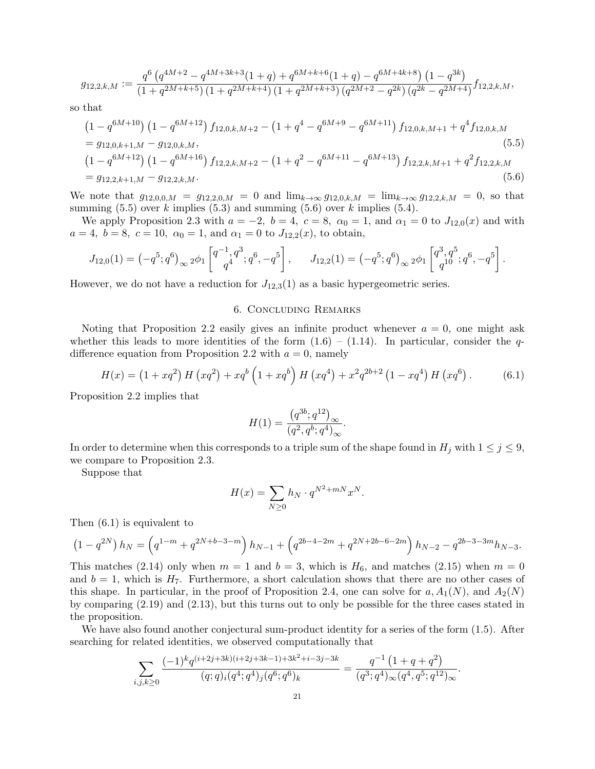$$g_{12,2,k,M} := \frac{q^6\left(q^{4M+2} - q^{4M+3k+3}(1+q) + q^{6M+k+6}(1+q) - q^{6M+4k+8}\right)\left(1-q^{3k}\right)}{\left(1+q^{2M+k+5}\right)\left(1+q^{2M+k+4}\right)\left(1+q^{2M+k+3}\right)\left(q^{2M+2}-q^{2k}\right)\left(q^{2k}-q^{2M+4}\right)} f_{12,2,k,M},$$

so that

$$\begin{aligned}
&\left(1-q^{6M+10}\right)\left(1-q^{6M+12}\right) f_{12,0,k,M+2} - \left(1+q^4-q^{6M+9}-q^{6M+11}\right) f_{12,0,k,M+1} + q^4 f_{12,0,k,M} \\
&= g_{12,0,k+1,M} - g_{12,0,k,M}, \qquad (5.5)\\
&\left(1-q^{6M+12}\right)\left(1-q^{6M+16}\right) f_{12,2,k,M+2} - \left(1+q^2-q^{6M+11}-q^{6M+13}\right) f_{12,2,k,M+1} + q^2 f_{12,2,k,M} \\
&= g_{12,2,k+1,M} - g_{12,2,k,M}. \qquad (5.6)
\end{aligned}$$

We note that $g_{12,0,0,M} = g_{12,2,0,M} = 0$ and $\lim_{k\to\infty} g_{12,0,k,M} = \lim_{k\to\infty} g_{12,2,k,M} = 0$, so that summing (5.5) over $k$ implies (5.3) and summing (5.6) over $k$ implies (5.4).

We apply Proposition 2.3 with $a=-2,\ b=4,\ c=8,\ \alpha_0=1$, and $\alpha_1=0$ to $J_{12,0}(x)$ and with $a=4,\ b=8,\ c=10,\ \alpha_0=1$, and $\alpha_1=0$ to $J_{12,2}(x)$, to obtain,

$$J_{12,0}(1) = \left(-q^5;q^6\right)_\infty {}_2\phi_1\left[\begin{matrix} q^{-1}, q^3 \\ q^4 \end{matrix}; q^6, -q^5\right], \qquad J_{12,2}(1) = \left(-q^5;q^6\right)_\infty {}_2\phi_1\left[\begin{matrix} q^3, q^5 \\ q^{10} \end{matrix}; q^6, -q^5\right].$$

However, we do not have a reduction for $J_{12,3}(1)$ as a basic hypergeometric series.

## 6. Concluding Remarks

Noting that Proposition 2.2 easily gives an infinite product whenever $a=0$, one might ask whether this leads to more identities of the form (1.6) – (1.14). In particular, consider the $q$-difference equation from Proposition 2.2 with $a=0$, namely

$$H(x) = \left(1+xq^2\right)H\left(xq^2\right) + xq^b\left(1+xq^b\right)H\left(xq^4\right) + x^2q^{2b+2}\left(1-xq^4\right)H\left(xq^6\right). \qquad (6.1)$$

Proposition 2.2 implies that

$$H(1) = \frac{\left(q^{3b};q^{12}\right)_\infty}{\left(q^2,q^b;q^4\right)_\infty}.$$

In order to determine when this corresponds to a triple sum of the shape found in $H_j$ with $1\le j\le 9$, we compare to Proposition 2.3.

Suppose that

$$H(x) = \sum_{N\ge 0} h_N \cdot q^{N^2+mN} x^N.$$

Then (6.1) is equivalent to

$$\left(1-q^{2N}\right)h_N = \left(q^{1-m} + q^{2N+b-3-m}\right)h_{N-1} + \left(q^{2b-4-2m} + q^{2N+2b-6-2m}\right)h_{N-2} - q^{2b-3-3m}h_{N-3}.$$

This matches (2.14) only when $m=1$ and $b=3$, which is $H_6$, and matches (2.15) when $m=0$ and $b=1$, which is $H_7$. Furthermore, a short calculation shows that there are no other cases of this shape. In particular, in the proof of Proposition 2.4, one can solve for $a$, $A_1(N)$, and $A_2(N)$ by comparing (2.19) and (2.13), but this turns out to only be possible for the three cases stated in the proposition.

We have also found another conjectural sum-product identity for a series of the form (1.5). After searching for related identities, we observed computationally that

$$\sum_{i,j,k\ge 0} \frac{(-1)^k q^{(i+2j+3k)(i+2j+3k-1)+3k^2+i-3j-3k}}{(q;q)_i (q^4;q^4)_j (q^6;q^6)_k} = \frac{q^{-1}\left(1+q+q^2\right)}{(q^3;q^4)_\infty (q^4,q^5;q^{12})_\infty}.$$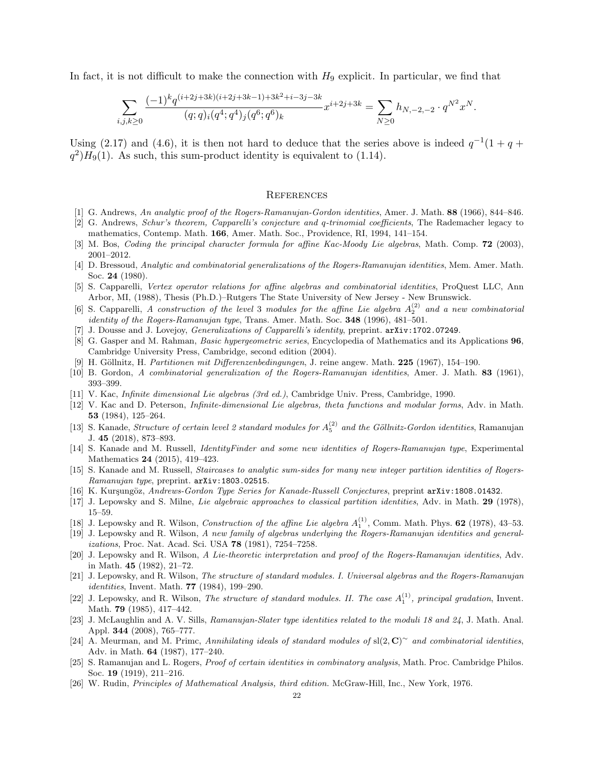In fact, it is not difficult to make the connection with $H_9$ explicit. In particular, we find that

$$\sum_{i,j,k\geq 0} \frac{(-1)^k q^{(i+2j+3k)(i+2j+3k-1)+3k^2+i-3j-3k}}{(q;q)_i(q^4;q^4)_j(q^6;q^6)_k} x^{i+2j+3k} = \sum_{N\geq 0} h_{N,-2,-2} \cdot q^{N^2} x^N.$$

Using (2.17) and (4.6), it is then not hard to deduce that the series above is indeed $q^{-1}(1+q+q^2)H_9(1)$. As such, this sum-product identity is equivalent to (1.14).

## References

[1] G. Andrews, *An analytic proof of the Rogers-Ramanujan-Gordon identities*, Amer. J. Math. **88** (1966), 844–846.

[2] G. Andrews, *Schur's theorem, Capparelli's conjecture and q-trinomial coefficients*, The Rademacher legacy to mathematics, Contemp. Math. **166**, Amer. Math. Soc., Providence, RI, 1994, 141–154.

[3] M. Bos, *Coding the principal character formula for affine Kac-Moody Lie algebras*, Math. Comp. **72** (2003), 2001–2012.

[4] D. Bressoud, *Analytic and combinatorial generalizations of the Rogers-Ramanujan identities*, Mem. Amer. Math. Soc. **24** (1980).

[5] S. Capparelli, *Vertex operator relations for affine algebras and combinatorial identities*, ProQuest LLC, Ann Arbor, MI, (1988), Thesis (Ph.D.)–Rutgers The State University of New Jersey - New Brunswick.

[6] S. Capparelli, *A construction of the level 3 modules for the affine Lie algebra $A_2^{(2)}$ and a new combinatorial identity of the Rogers-Ramanujan type*, Trans. Amer. Math. Soc. **348** (1996), 481–501.

[7] J. Dousse and J. Lovejoy, *Generalizations of Capparelli's identity*, preprint. arXiv:1702.07249.

[8] G. Gasper and M. Rahman, *Basic hypergeometric series*, Encyclopedia of Mathematics and its Applications **96**, Cambridge University Press, Cambridge, second edition (2004).

[9] H. Göllnitz, H. *Partitionen mit Differenzenbedingungen*, J. reine angew. Math. **225** (1967), 154–190.

[10] B. Gordon, *A combinatorial generalization of the Rogers-Ramanujan identities*, Amer. J. Math. **83** (1961), 393–399.

[11] V. Kac, *Infinite dimensional Lie algebras (3rd ed.)*, Cambridge Univ. Press, Cambridge, 1990.

[12] V. Kac and D. Peterson, *Infinite-dimensional Lie algebras, theta functions and modular forms*, Adv. in Math. **53** (1984), 125–264.

[13] S. Kanade, *Structure of certain level 2 standard modules for $A_5^{(2)}$ and the Göllnitz-Gordon identities*, Ramanujan J. **45** (2018), 873–893.

[14] S. Kanade and M. Russell, *IdentityFinder and some new identities of Rogers-Ramanujan type*, Experimental Mathematics **24** (2015), 419–423.

[15] S. Kanade and M. Russell, *Staircases to analytic sum-sides for many new integer partition identities of Rogers-Ramanujan type*, preprint. arXiv:1803.02515.

[16] K. Kurşungöz, *Andrews-Gordon Type Series for Kanade-Russell Conjectures*, preprint arXiv:1808.01432.

[17] J. Lepowsky and S. Milne, *Lie algebraic approaches to classical partition identities*, Adv. in Math. **29** (1978), 15–59.

[18] J. Lepowsky and R. Wilson, *Construction of the affine Lie algebra $A_1^{(1)}$*, Comm. Math. Phys. **62** (1978), 43–53.

[19] J. Lepowsky and R. Wilson, *A new family of algebras underlying the Rogers-Ramanujan identities and generalizations*, Proc. Nat. Acad. Sci. USA **78** (1981), 7254–7258.

[20] J. Lepowsky and R. Wilson, *A Lie-theoretic interpretation and proof of the Rogers-Ramanujan identities*, Adv. in Math. **45** (1982), 21–72.

[21] J. Lepowsky, and R. Wilson, *The structure of standard modules. I. Universal algebras and the Rogers-Ramanujan identities*, Invent. Math. **77** (1984), 199–290.

[22] J. Lepowsky, and R. Wilson, *The structure of standard modules. II. The case $A_1^{(1)}$, principal gradation*, Invent. Math. **79** (1985), 417–442.

[23] J. McLaughlin and A. V. Sills, *Ramanujan-Slater type identities related to the moduli 18 and 24*, J. Math. Anal. Appl. **344** (2008), 765–777.

[24] A. Meurman, and M. Primc, *Annihilating ideals of standard modules of* $\mathrm{sl}(2, \mathbf{C})^{\sim}$ *and combinatorial identities*, Adv. in Math. **64** (1987), 177–240.

[25] S. Ramanujan and L. Rogers, *Proof of certain identities in combinatory analysis*, Math. Proc. Cambridge Philos. Soc. **19** (1919), 211–216.

[26] W. Rudin, *Principles of Mathematical Analysis, third edition.* McGraw-Hill, Inc., New York, 1976.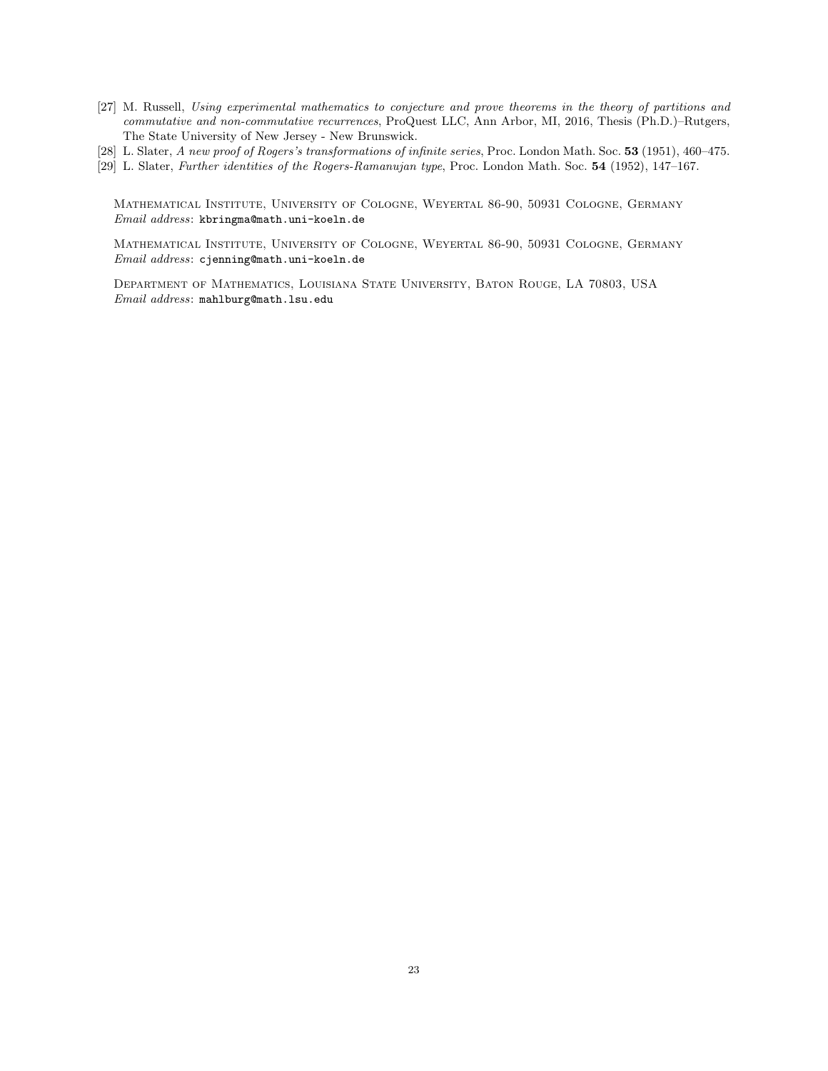[27] M. Russell, *Using experimental mathematics to conjecture and prove theorems in the theory of partitions and commutative and non-commutative recurrences*, ProQuest LLC, Ann Arbor, MI, 2016, Thesis (Ph.D.)–Rutgers, The State University of New Jersey - New Brunswick.

[28] L. Slater, *A new proof of Rogers's transformations of infinite series*, Proc. London Math. Soc. **53** (1951), 460–475.

[29] L. Slater, *Further identities of the Rogers-Ramanujan type*, Proc. London Math. Soc. **54** (1952), 147–167.

Mathematical Institute, University of Cologne, Weyertal 86-90, 50931 Cologne, Germany
*Email address*: kbringma@math.uni-koeln.de

Mathematical Institute, University of Cologne, Weyertal 86-90, 50931 Cologne, Germany
*Email address*: cjenning@math.uni-koeln.de

Department of Mathematics, Louisiana State University, Baton Rouge, LA 70803, USA
*Email address*: mahlburg@math.lsu.edu